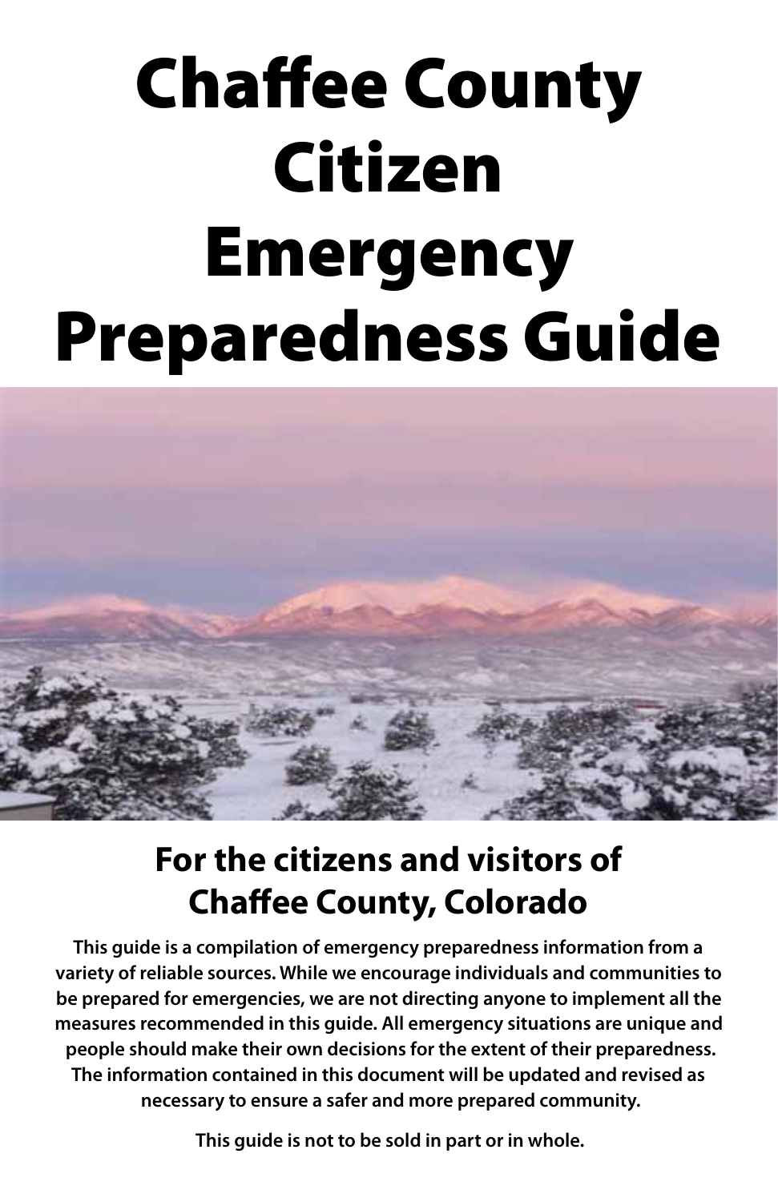# Chaffee County Citizen Emergency Preparedness Guide

## For the citizens and visitors of Chaffee County, Colorado

**This guide is a compilation of emergency preparedness information from a variety of reliable sources. While we encourage individuals and communities to be prepared for emergencies, we are not directing anyone to implement all the measures recommended in this guide. All emergency situations are unique and people should make their own decisions for the extent of their preparedness. The information contained in this document will be updated and revised as necessary to ensure a safer and more prepared community.**

**This guide is not to be sold in part or in whole.**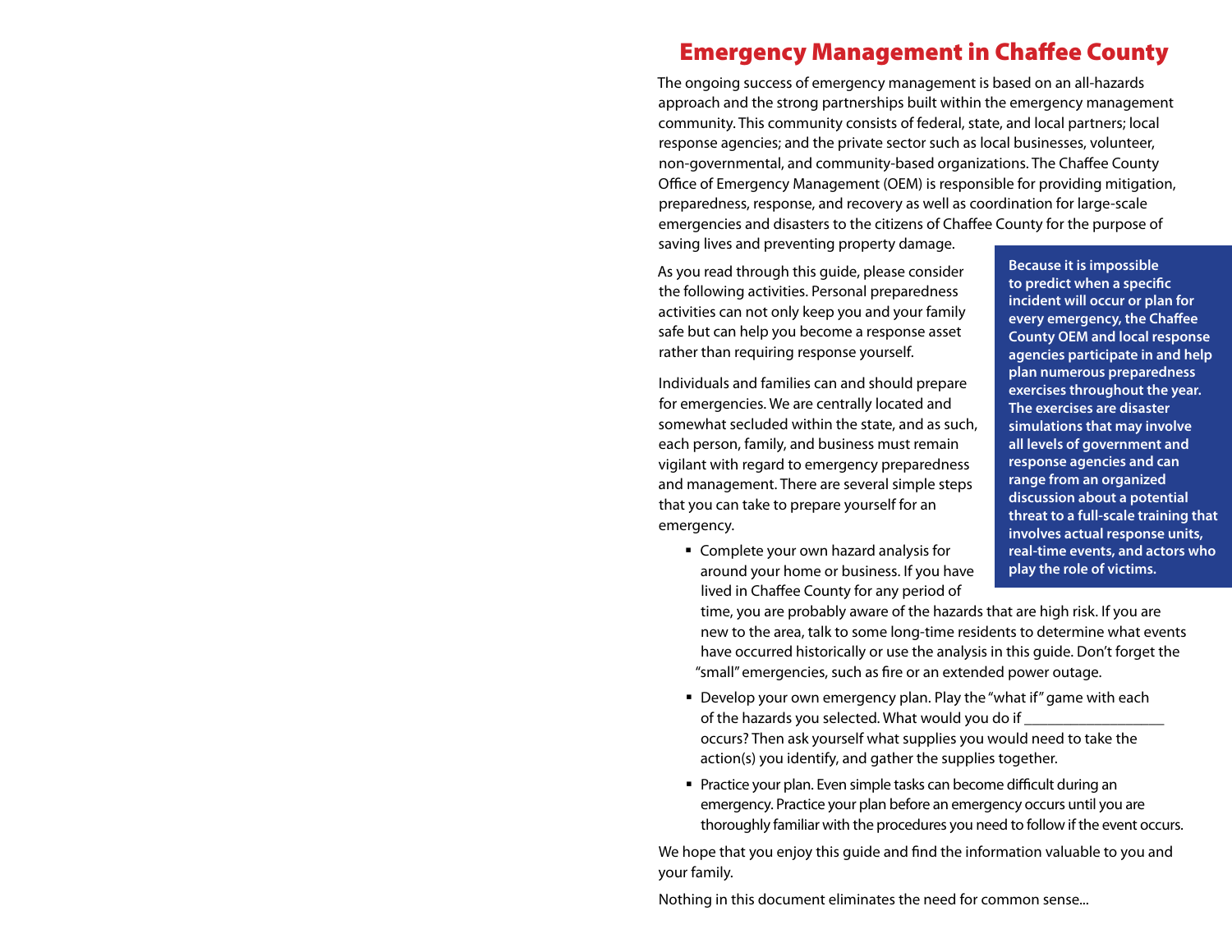# Emergency Management in Chaffee County

The ongoing success of emergency management is based on an all-hazards approach and the strong partnerships built within the emergency management community. This community consists of federal, state, and local partners; local response agencies; and the private sector such as local businesses, volunteer, non-governmental, and community-based organizations. The Chaffee County Office of Emergency Management (OEM) is responsible for providing mitigation, preparedness, response, and recovery as well as coordination for large-scale emergencies and disasters to the citizens of Chaffee County for the purpose of saving lives and preventing property damage.

As you read through this guide, please consider the following activities. Personal preparedness activities can not only keep you and your family safe but can help you become a response asset rather than requiring response yourself.

Individuals and families can and should prepare for emergencies. We are centrally located and somewhat secluded within the state, and as such, each person, family, and business must remain vigilant with regard to emergency preparedness and management. There are several simple steps that you can take to prepare yourself for an emergency.

- Complete your own hazard analysis for around your home or business. If you have lived in Chaffee County for any period of time, you are probably aware of the hazards that are high risk. If you are new to the area, talk to some long-time residents to determine what events have occurred historically or use the analysis in this guide. Don't forget the "small" emergencies, such as fire or an extended power outage.
- Develop your own emergency plan. Play the "what if" game with each of the hazards you selected. What would you do if ___________________ occurs? Then ask yourself what supplies you would need to take the action(s) you identify, and gather the supplies together.
- Practice your plan. Even simple tasks can become difficult during an emergency. Practice your plan before an emergency occurs until you are thoroughly familiar with the procedures you need to follow if the event occurs.

**Because it is impossible to predict when a specific incident will occur or plan for every emergency, the Chaffee County OEM and local response agencies participate in and help plan numerous preparedness exercises throughout the year. The exercises are disaster simulations that may involve all levels of government and response agencies and can range from an organized discussion about a potential threat to a full-scale training that involves actual response units, real-time events, and actors who play the role of victims.**

We hope that you enjoy this guide and find the information valuable to you and your family.

Nothing in this document eliminates the need for common sense...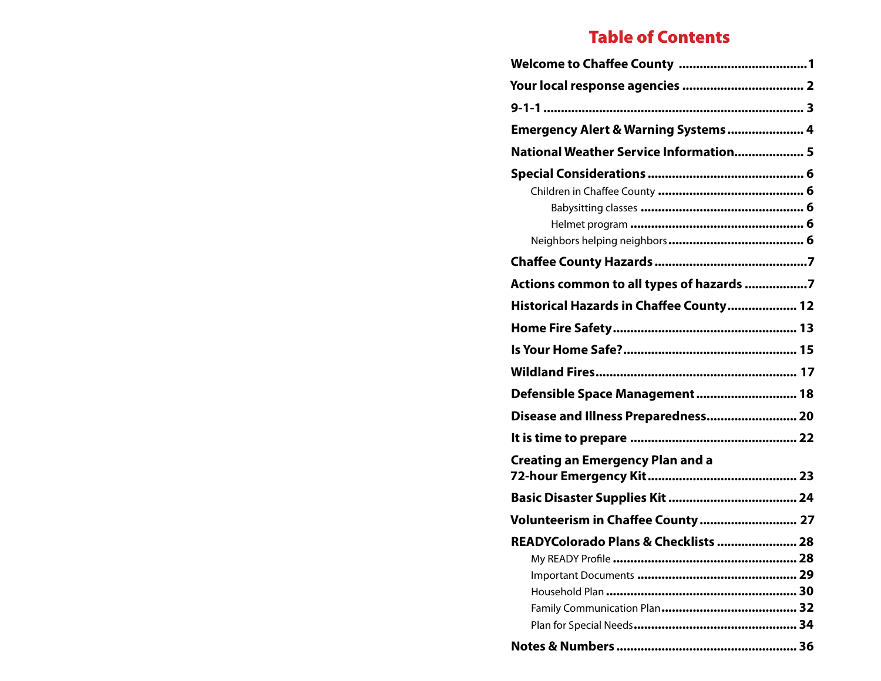# Table of Contents

**Welcome to Chaffee County** .................................... **1**

**Your local response agencies** .................................. **2**

**9-1-1** .......................................................................... **3**

**Emergency Alert & Warning Systems** ..................... **4**

**National Weather Service Information** ................... **5**

**Special Considerations** ............................................ **6**

- Children in Chaffee County .......................................... **6**
  - Babysitting classes ............................................... **6**
  - Helmet program .................................................. **6**
- Neighbors helping neighbors ....................................... **6**

**Chaffee County Hazards** ........................................... **7**

**Actions common to all types of hazards** ................. **7**

**Historical Hazards in Chaffee County** .................... **12**

**Home Fire Safety** ..................................................... **13**

**Is Your Home Safe?** ................................................. **15**

**Wildland Fires** ......................................................... **17**

**Defensible Space Management** ............................... **18**

**Disease and Illness Preparedness** ........................... **20**

**It is time to prepare** ............................................... **22**

**Creating an Emergency Plan and a 72-hour Emergency Kit** ......................................... **23**

**Basic Disaster Supplies Kit** ..................................... **24**

**Volunteerism in Chaffee County** ............................. **27**

**READYColorado Plans & Checklists** ....................... **28**

- My READY Profile ..................................................... **28**
- Important Documents ............................................... **29**
- Household Plan ....................................................... **30**
- Family Communication Plan ...................................... **32**
- Plan for Special Needs .............................................. **34**

**Notes & Numbers** .................................................... **36**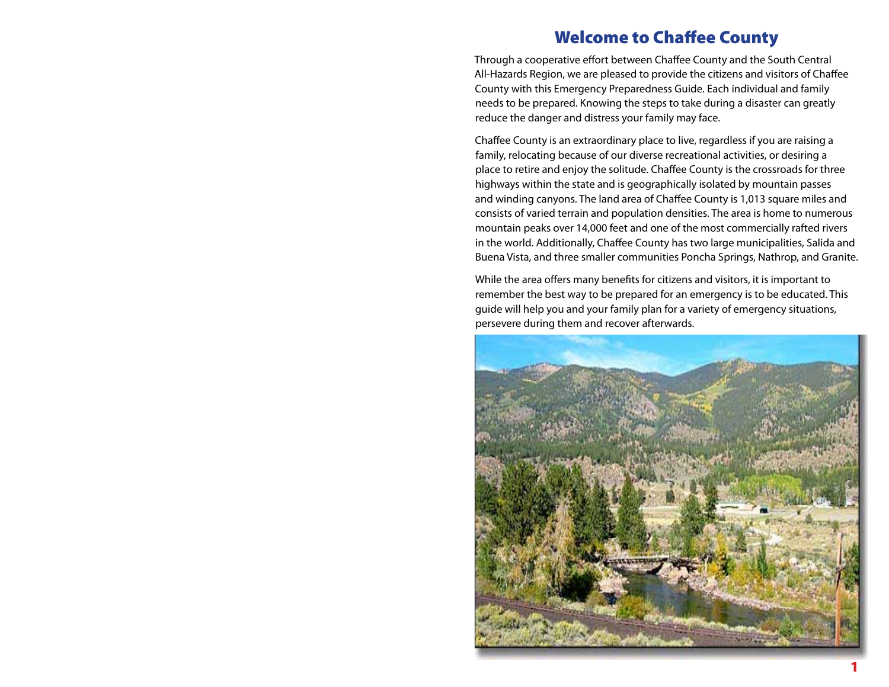# Welcome to Chaffee County

Through a cooperative effort between Chaffee County and the South Central All-Hazards Region, we are pleased to provide the citizens and visitors of Chaffee County with this Emergency Preparedness Guide. Each individual and family needs to be prepared. Knowing the steps to take during a disaster can greatly reduce the danger and distress your family may face.

Chaffee County is an extraordinary place to live, regardless if you are raising a family, relocating because of our diverse recreational activities, or desiring a place to retire and enjoy the solitude. Chaffee County is the crossroads for three highways within the state and is geographically isolated by mountain passes and winding canyons. The land area of Chaffee County is 1,013 square miles and consists of varied terrain and population densities. The area is home to numerous mountain peaks over 14,000 feet and one of the most commercially rafted rivers in the world. Additionally, Chaffee County has two large municipalities, Salida and Buena Vista, and three smaller communities Poncha Springs, Nathrop, and Granite.

While the area offers many benefits for citizens and visitors, it is important to remember the best way to be prepared for an emergency is to be educated. This guide will help you and your family plan for a variety of emergency situations, persevere during them and recover afterwards.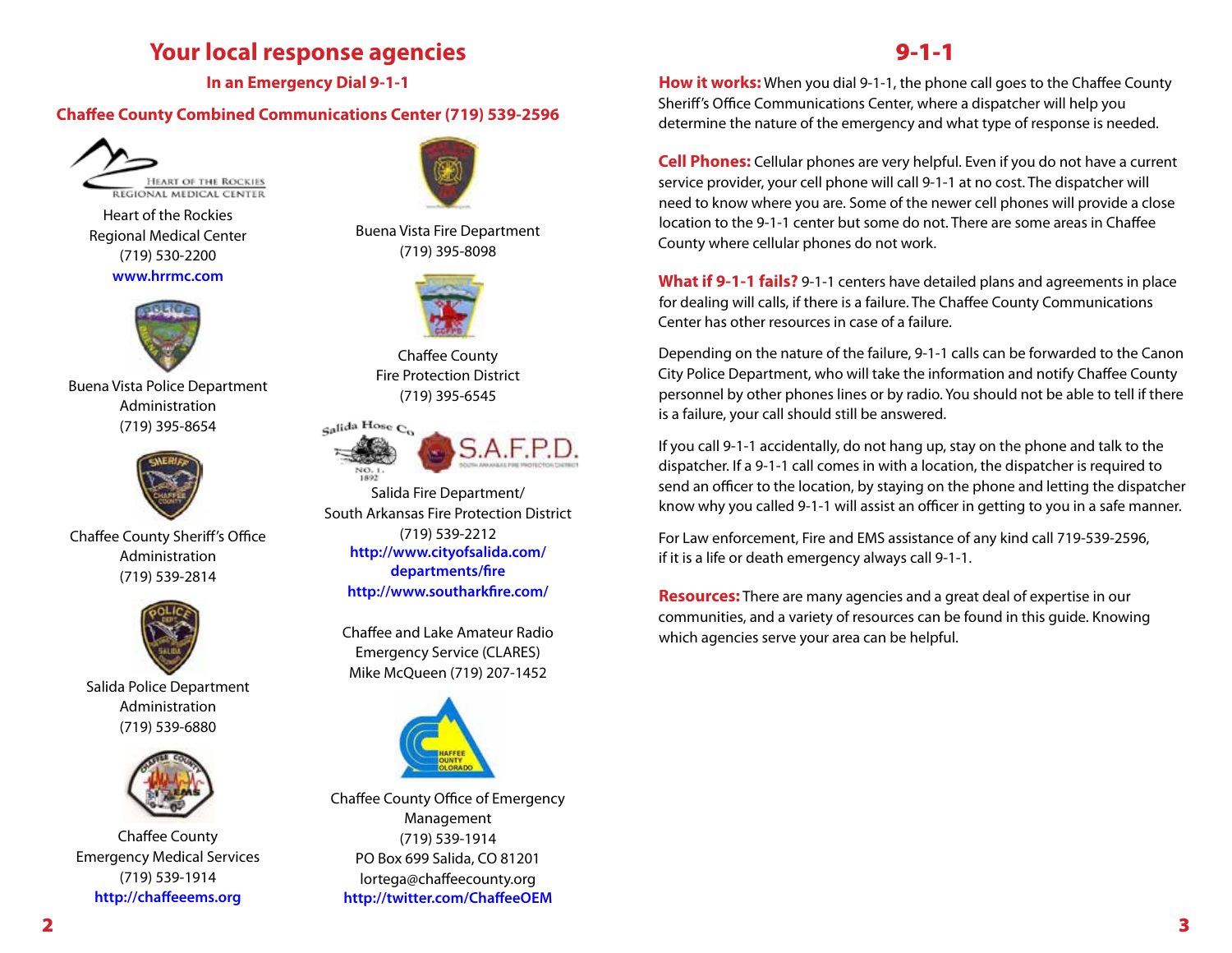# Your local response agencies

**In an Emergency Dial 9-1-1**

**Chaffee County Combined Communications Center (719) 539-2596**

Heart of the Rockies
Regional Medical Center
(719) 530-2200
www.hrrmc.com

Buena Vista Police Department
Administration
(719) 395-8654

Chaffee County Sheriff's Office
Administration
(719) 539-2814

Salida Police Department
Administration
(719) 539-6880

Chaffee County
Emergency Medical Services
(719) 539-1914
http://chaffeeems.org

Buena Vista Fire Department
(719) 395-8098

Chaffee County
Fire Protection District
(719) 395-6545

Salida Fire Department/
South Arkansas Fire Protection District
(719) 539-2212
http://www.cityofsalida.com/departments/fire
http://www.southarkfire.com/

Chaffee and Lake Amateur Radio
Emergency Service (CLARES)
Mike McQueen (719) 207-1452

Chaffee County Office of Emergency
Management
(719) 539-1914
PO Box 699 Salida, CO 81201
lortega@chaffeecounty.org
http://twitter.com/ChaffeeOEM

# 9-1-1

**How it works:** When you dial 9-1-1, the phone call goes to the Chaffee County Sheriff's Office Communications Center, where a dispatcher will help you determine the nature of the emergency and what type of response is needed.

**Cell Phones:** Cellular phones are very helpful. Even if you do not have a current service provider, your cell phone will call 9-1-1 at no cost. The dispatcher will need to know where you are. Some of the newer cell phones will provide a close location to the 9-1-1 center but some do not. There are some areas in Chaffee County where cellular phones do not work.

**What if 9-1-1 fails?** 9-1-1 centers have detailed plans and agreements in place for dealing will calls, if there is a failure. The Chaffee County Communications Center has other resources in case of a failure.

Depending on the nature of the failure, 9-1-1 calls can be forwarded to the Canon City Police Department, who will take the information and notify Chaffee County personnel by other phones lines or by radio. You should not be able to tell if there is a failure, your call should still be answered.

If you call 9-1-1 accidentally, do not hang up, stay on the phone and talk to the dispatcher. If a 9-1-1 call comes in with a location, the dispatcher is required to send an officer to the location, by staying on the phone and letting the dispatcher know why you called 9-1-1 will assist an officer in getting to you in a safe manner.

For Law enforcement, Fire and EMS assistance of any kind call 719-539-2596, if it is a life or death emergency always call 9-1-1.

**Resources:** There are many agencies and a great deal of expertise in our communities, and a variety of resources can be found in this guide. Knowing which agencies serve your area can be helpful.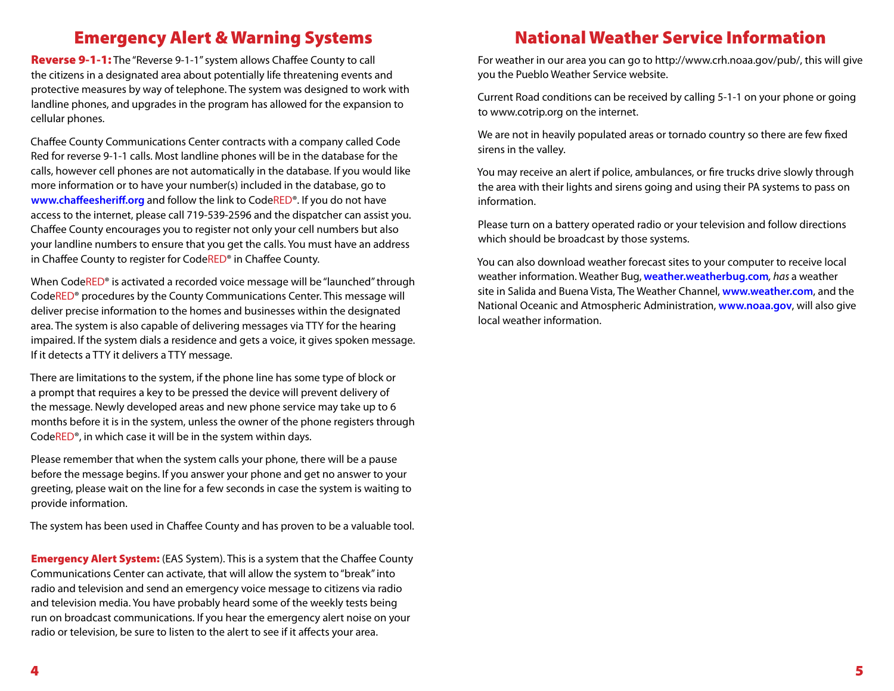# Emergency Alert & Warning Systems

**Reverse 9-1-1:** The "Reverse 9-1-1" system allows Chaffee County to call the citizens in a designated area about potentially life threatening events and protective measures by way of telephone. The system was designed to work with landline phones, and upgrades in the program has allowed for the expansion to cellular phones.

Chaffee County Communications Center contracts with a company called Code Red for reverse 9-1-1 calls. Most landline phones will be in the database for the calls, however cell phones are not automatically in the database. If you would like more information or to have your number(s) included in the database, go to **www.chaffeesheriff.org** and follow the link to CodeRED®. If you do not have access to the internet, please call 719-539-2596 and the dispatcher can assist you. Chaffee County encourages you to register not only your cell numbers but also your landline numbers to ensure that you get the calls. You must have an address in Chaffee County to register for CodeRED® in Chaffee County.

When CodeRED® is activated a recorded voice message will be "launched" through CodeRED® procedures by the County Communications Center. This message will deliver precise information to the homes and businesses within the designated area. The system is also capable of delivering messages via TTY for the hearing impaired. If the system dials a residence and gets a voice, it gives spoken message. If it detects a TTY it delivers a TTY message.

There are limitations to the system, if the phone line has some type of block or a prompt that requires a key to be pressed the device will prevent delivery of the message. Newly developed areas and new phone service may take up to 6 months before it is in the system, unless the owner of the phone registers through CodeRED®, in which case it will be in the system within days.

Please remember that when the system calls your phone, there will be a pause before the message begins. If you answer your phone and get no answer to your greeting, please wait on the line for a few seconds in case the system is waiting to provide information.

The system has been used in Chaffee County and has proven to be a valuable tool.

**Emergency Alert System:** (EAS System). This is a system that the Chaffee County Communications Center can activate, that will allow the system to "break" into radio and television and send an emergency voice message to citizens via radio and television media. You have probably heard some of the weekly tests being run on broadcast communications. If you hear the emergency alert noise on your radio or television, be sure to listen to the alert to see if it affects your area.

# National Weather Service Information

For weather in our area you can go to http://www.crh.noaa.gov/pub/, this will give you the Pueblo Weather Service website.

Current Road conditions can be received by calling 5-1-1 on your phone or going to www.cotrip.org on the internet.

We are not in heavily populated areas or tornado country so there are few fixed sirens in the valley.

You may receive an alert if police, ambulances, or fire trucks drive slowly through the area with their lights and sirens going and using their PA systems to pass on information.

Please turn on a battery operated radio or your television and follow directions which should be broadcast by those systems.

You can also download weather forecast sites to your computer to receive local weather information. Weather Bug, **weather.weatherbug.com**, *has* a weather site in Salida and Buena Vista, The Weather Channel, **www.weather.com**, and the National Oceanic and Atmospheric Administration, **www.noaa.gov**, will also give local weather information.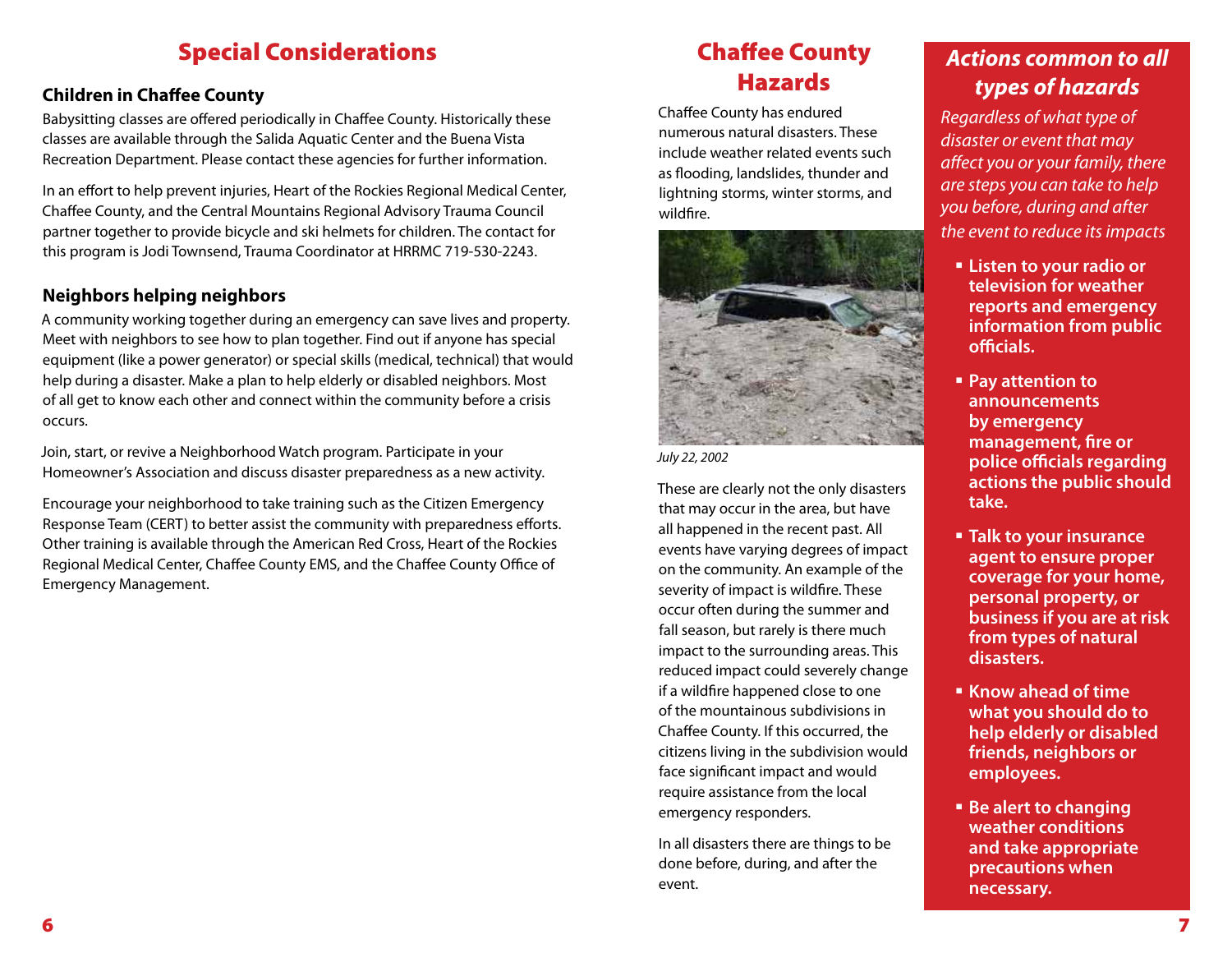## Special Considerations

### Children in Chaffee County

Babysitting classes are offered periodically in Chaffee County. Historically these classes are available through the Salida Aquatic Center and the Buena Vista Recreation Department. Please contact these agencies for further information.

In an effort to help prevent injuries, Heart of the Rockies Regional Medical Center, Chaffee County, and the Central Mountains Regional Advisory Trauma Council partner together to provide bicycle and ski helmets for children. The contact for this program is Jodi Townsend, Trauma Coordinator at HRRMC 719-530-2243.

### Neighbors helping neighbors

A community working together during an emergency can save lives and property. Meet with neighbors to see how to plan together. Find out if anyone has special equipment (like a power generator) or special skills (medical, technical) that would help during a disaster. Make a plan to help elderly or disabled neighbors. Most of all get to know each other and connect within the community before a crisis occurs.

Join, start, or revive a Neighborhood Watch program. Participate in your Homeowner's Association and discuss disaster preparedness as a new activity.

Encourage your neighborhood to take training such as the Citizen Emergency Response Team (CERT) to better assist the community with preparedness efforts. Other training is available through the American Red Cross, Heart of the Rockies Regional Medical Center, Chaffee County EMS, and the Chaffee County Office of Emergency Management.

## Chaffee County Hazards

Chaffee County has endured numerous natural disasters. These include weather related events such as flooding, landslides, thunder and lightning storms, winter storms, and wildfire.

*July 22, 2002*

These are clearly not the only disasters that may occur in the area, but have all happened in the recent past. All events have varying degrees of impact on the community. An example of the severity of impact is wildfire. These occur often during the summer and fall season, but rarely is there much impact to the surrounding areas. This reduced impact could severely change if a wildfire happened close to one of the mountainous subdivisions in Chaffee County. If this occurred, the citizens living in the subdivision would face significant impact and would require assistance from the local emergency responders.

In all disasters there are things to be done before, during, and after the event.

## *Actions common to all types of hazards*

*Regardless of what type of disaster or event that may affect you or your family, there are steps you can take to help you before, during and after the event to reduce its impacts*

- **Listen to your radio or television for weather reports and emergency information from public officials.**
- **Pay attention to announcements by emergency management, fire or police officials regarding actions the public should take.**
- **Talk to your insurance agent to ensure proper coverage for your home, personal property, or business if you are at risk from types of natural disasters.**
- **Know ahead of time what you should do to help elderly or disabled friends, neighbors or employees.**
- **Be alert to changing weather conditions and take appropriate precautions when necessary.**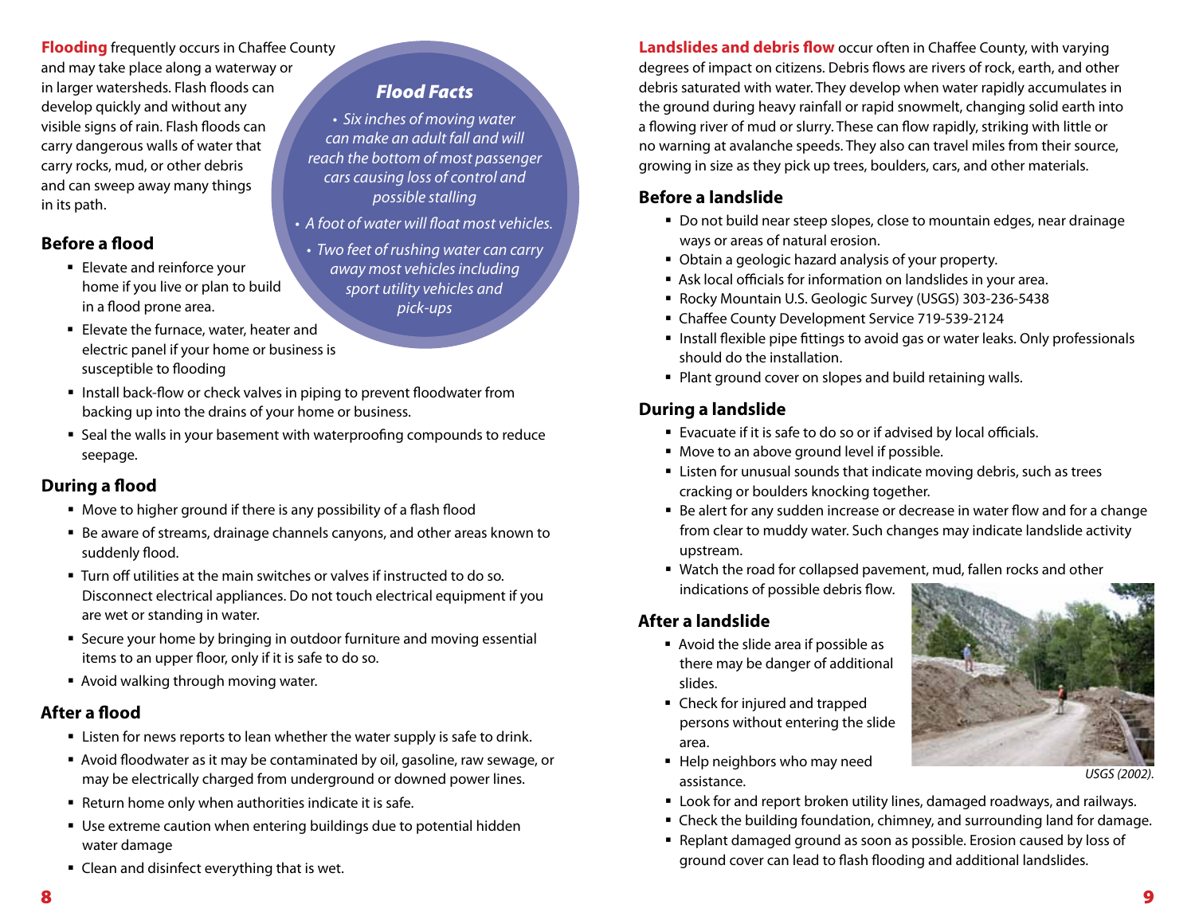**Flooding** frequently occurs in Chaffee County and may take place along a waterway or in larger watersheds. Flash floods can develop quickly and without any visible signs of rain. Flash floods can carry dangerous walls of water that carry rocks, mud, or other debris and can sweep away many things in its path.

### *Flood Facts*

- *Six inches of moving water can make an adult fall and will reach the bottom of most passenger cars causing loss of control and possible stalling*
- *A foot of water will float most vehicles.*
- *Two feet of rushing water can carry away most vehicles including sport utility vehicles and pick-ups*

## Before a flood

- Elevate and reinforce your home if you live or plan to build in a flood prone area.
- Elevate the furnace, water, heater and electric panel if your home or business is susceptible to flooding
- Install back-flow or check valves in piping to prevent floodwater from backing up into the drains of your home or business.
- Seal the walls in your basement with waterproofing compounds to reduce seepage.

## During a flood

- Move to higher ground if there is any possibility of a flash flood
- Be aware of streams, drainage channels canyons, and other areas known to suddenly flood.
- Turn off utilities at the main switches or valves if instructed to do so. Disconnect electrical appliances. Do not touch electrical equipment if you are wet or standing in water.
- Secure your home by bringing in outdoor furniture and moving essential items to an upper floor, only if it is safe to do so.
- Avoid walking through moving water.

## After a flood

- Listen for news reports to lean whether the water supply is safe to drink.
- Avoid floodwater as it may be contaminated by oil, gasoline, raw sewage, or may be electrically charged from underground or downed power lines.
- Return home only when authorities indicate it is safe.
- Use extreme caution when entering buildings due to potential hidden water damage
- Clean and disinfect everything that is wet.

**Landslides and debris flow** occur often in Chaffee County, with varying degrees of impact on citizens. Debris flows are rivers of rock, earth, and other debris saturated with water. They develop when water rapidly accumulates in the ground during heavy rainfall or rapid snowmelt, changing solid earth into a flowing river of mud or slurry. These can flow rapidly, striking with little or no warning at avalanche speeds. They also can travel miles from their source, growing in size as they pick up trees, boulders, cars, and other materials.

## Before a landslide

- Do not build near steep slopes, close to mountain edges, near drainage ways or areas of natural erosion.
- Obtain a geologic hazard analysis of your property.
- Ask local officials for information on landslides in your area.
- Rocky Mountain U.S. Geologic Survey (USGS) 303-236-5438
- Chaffee County Development Service 719-539-2124
- Install flexible pipe fittings to avoid gas or water leaks. Only professionals should do the installation.
- Plant ground cover on slopes and build retaining walls.

## During a landslide

- Evacuate if it is safe to do so or if advised by local officials.
- Move to an above ground level if possible.
- Listen for unusual sounds that indicate moving debris, such as trees cracking or boulders knocking together.
- Be alert for any sudden increase or decrease in water flow and for a change from clear to muddy water. Such changes may indicate landslide activity upstream.
- Watch the road for collapsed pavement, mud, fallen rocks and other indications of possible debris flow.

## After a landslide

- Avoid the slide area if possible as there may be danger of additional slides.
- Check for injured and trapped persons without entering the slide area.
- Help neighbors who may need assistance.
- Look for and report broken utility lines, damaged roadways, and railways.
- Check the building foundation, chimney, and surrounding land for damage.
- Replant damaged ground as soon as possible. Erosion caused by loss of ground cover can lead to flash flooding and additional landslides.

*USGS (2002).*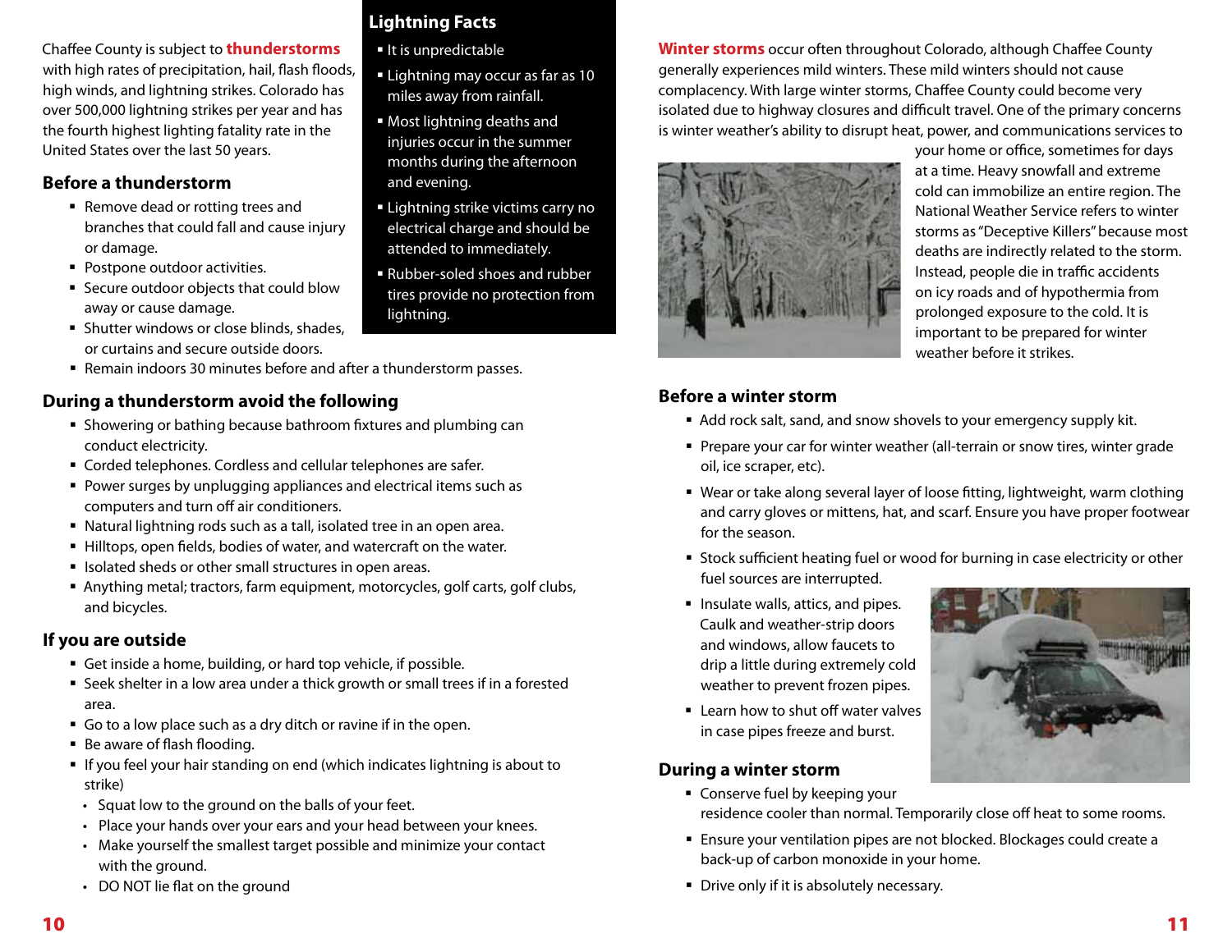Chaffee County is subject to **thunderstorms** with high rates of precipitation, hail, flash floods, high winds, and lightning strikes. Colorado has over 500,000 lightning strikes per year and has the fourth highest lighting fatality rate in the United States over the last 50 years.

## Lightning Facts

- It is unpredictable
- Lightning may occur as far as 10 miles away from rainfall.
- Most lightning deaths and injuries occur in the summer months during the afternoon and evening.
- Lightning strike victims carry no electrical charge and should be attended to immediately.
- Rubber-soled shoes and rubber tires provide no protection from lightning.

## Before a thunderstorm

- Remove dead or rotting trees and branches that could fall and cause injury or damage.
- Postpone outdoor activities.
- Secure outdoor objects that could blow away or cause damage.
- Shutter windows or close blinds, shades, or curtains and secure outside doors.
- Remain indoors 30 minutes before and after a thunderstorm passes.

## During a thunderstorm avoid the following

- Showering or bathing because bathroom fixtures and plumbing can conduct electricity.
- Corded telephones. Cordless and cellular telephones are safer.
- Power surges by unplugging appliances and electrical items such as computers and turn off air conditioners.
- Natural lightning rods such as a tall, isolated tree in an open area.
- Hilltops, open fields, bodies of water, and watercraft on the water.
- Isolated sheds or other small structures in open areas.
- Anything metal; tractors, farm equipment, motorcycles, golf carts, golf clubs, and bicycles.

## If you are outside

- Get inside a home, building, or hard top vehicle, if possible.
- Seek shelter in a low area under a thick growth or small trees if in a forested area.
- Go to a low place such as a dry ditch or ravine if in the open.
- Be aware of flash flooding.
- If you feel your hair standing on end (which indicates lightning is about to strike)
  - Squat low to the ground on the balls of your feet.
  - Place your hands over your ears and your head between your knees.
  - Make yourself the smallest target possible and minimize your contact with the ground.
  - DO NOT lie flat on the ground

**Winter storms** occur often throughout Colorado, although Chaffee County generally experiences mild winters. These mild winters should not cause complacency. With large winter storms, Chaffee County could become very isolated due to highway closures and difficult travel. One of the primary concerns is winter weather's ability to disrupt heat, power, and communications services to your home or office, sometimes for days at a time. Heavy snowfall and extreme cold can immobilize an entire region. The National Weather Service refers to winter storms as "Deceptive Killers" because most deaths are indirectly related to the storm. Instead, people die in traffic accidents on icy roads and of hypothermia from prolonged exposure to the cold. It is important to be prepared for winter weather before it strikes.

## Before a winter storm

- Add rock salt, sand, and snow shovels to your emergency supply kit.
- Prepare your car for winter weather (all-terrain or snow tires, winter grade oil, ice scraper, etc).
- Wear or take along several layer of loose fitting, lightweight, warm clothing and carry gloves or mittens, hat, and scarf. Ensure you have proper footwear for the season.
- Stock sufficient heating fuel or wood for burning in case electricity or other fuel sources are interrupted.
- Insulate walls, attics, and pipes. Caulk and weather-strip doors and windows, allow faucets to drip a little during extremely cold weather to prevent frozen pipes.
- Learn how to shut off water valves in case pipes freeze and burst.

## During a winter storm

- Conserve fuel by keeping your residence cooler than normal. Temporarily close off heat to some rooms.
- Ensure your ventilation pipes are not blocked. Blockages could create a back-up of carbon monoxide in your home.
- Drive only if it is absolutely necessary.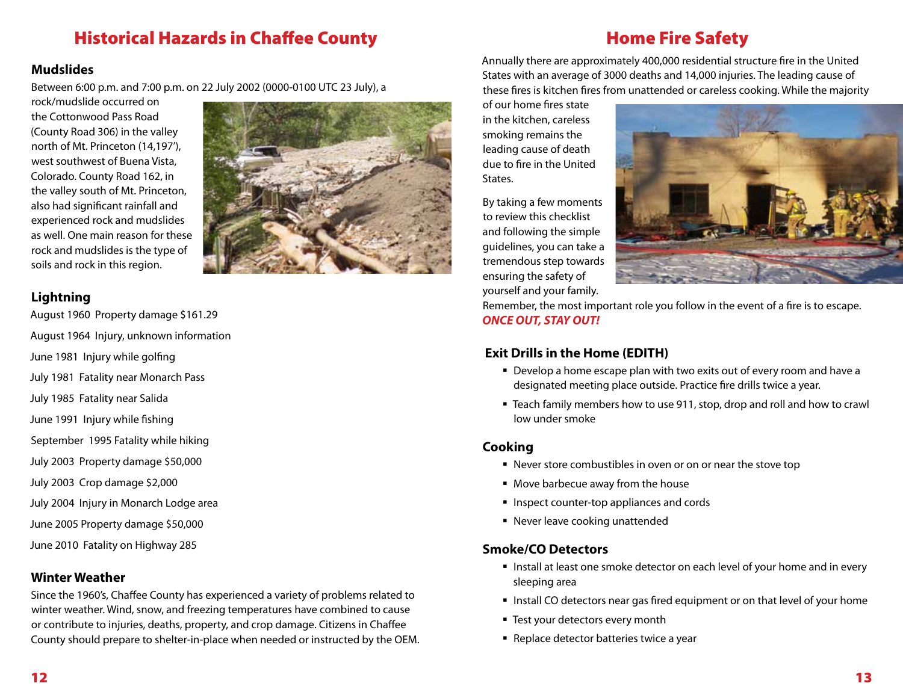# Historical Hazards in Chaffee County

## Mudslides

Between 6:00 p.m. and 7:00 p.m. on 22 July 2002 (0000-0100 UTC 23 July), a rock/mudslide occurred on the Cottonwood Pass Road (County Road 306) in the valley north of Mt. Princeton (14,197'), west southwest of Buena Vista, Colorado. County Road 162, in the valley south of Mt. Princeton, also had significant rainfall and experienced rock and mudslides as well. One main reason for these rock and mudslides is the type of soils and rock in this region.

## Lightning

August 1960 Property damage $161.29

August 1964 Injury, unknown information

June 1981 Injury while golfing

July 1981 Fatality near Monarch Pass

July 1985 Fatality near Salida

June 1991 Injury while fishing

September 1995 Fatality while hiking

July 2003 Property damage $50,000

July 2003 Crop damage $2,000

July 2004 Injury in Monarch Lodge area

June 2005 Property damage $50,000

June 2010 Fatality on Highway 285

## Winter Weather

Since the 1960's, Chaffee County has experienced a variety of problems related to winter weather. Wind, snow, and freezing temperatures have combined to cause or contribute to injuries, deaths, property, and crop damage. Citizens in Chaffee County should prepare to shelter-in-place when needed or instructed by the OEM.

# Home Fire Safety

Annually there are approximately 400,000 residential structure fire in the United States with an average of 3000 deaths and 14,000 injuries. The leading cause of these fires is kitchen fires from unattended or careless cooking. While the majority of our home fires state in the kitchen, careless smoking remains the leading cause of death due to fire in the United States.

By taking a few moments to review this checklist and following the simple guidelines, you can take a tremendous step towards ensuring the safety of yourself and your family.

Remember, the most important role you follow in the event of a fire is to escape. ***ONCE OUT, STAY OUT!***

## Exit Drills in the Home (EDITH)

- Develop a home escape plan with two exits out of every room and have a designated meeting place outside. Practice fire drills twice a year.
- Teach family members how to use 911, stop, drop and roll and how to crawl low under smoke

## Cooking

- Never store combustibles in oven or on or near the stove top
- Move barbecue away from the house
- Inspect counter-top appliances and cords
- Never leave cooking unattended

## Smoke/CO Detectors

- Install at least one smoke detector on each level of your home and in every sleeping area
- Install CO detectors near gas fired equipment or on that level of your home
- Test your detectors every month
- Replace detector batteries twice a year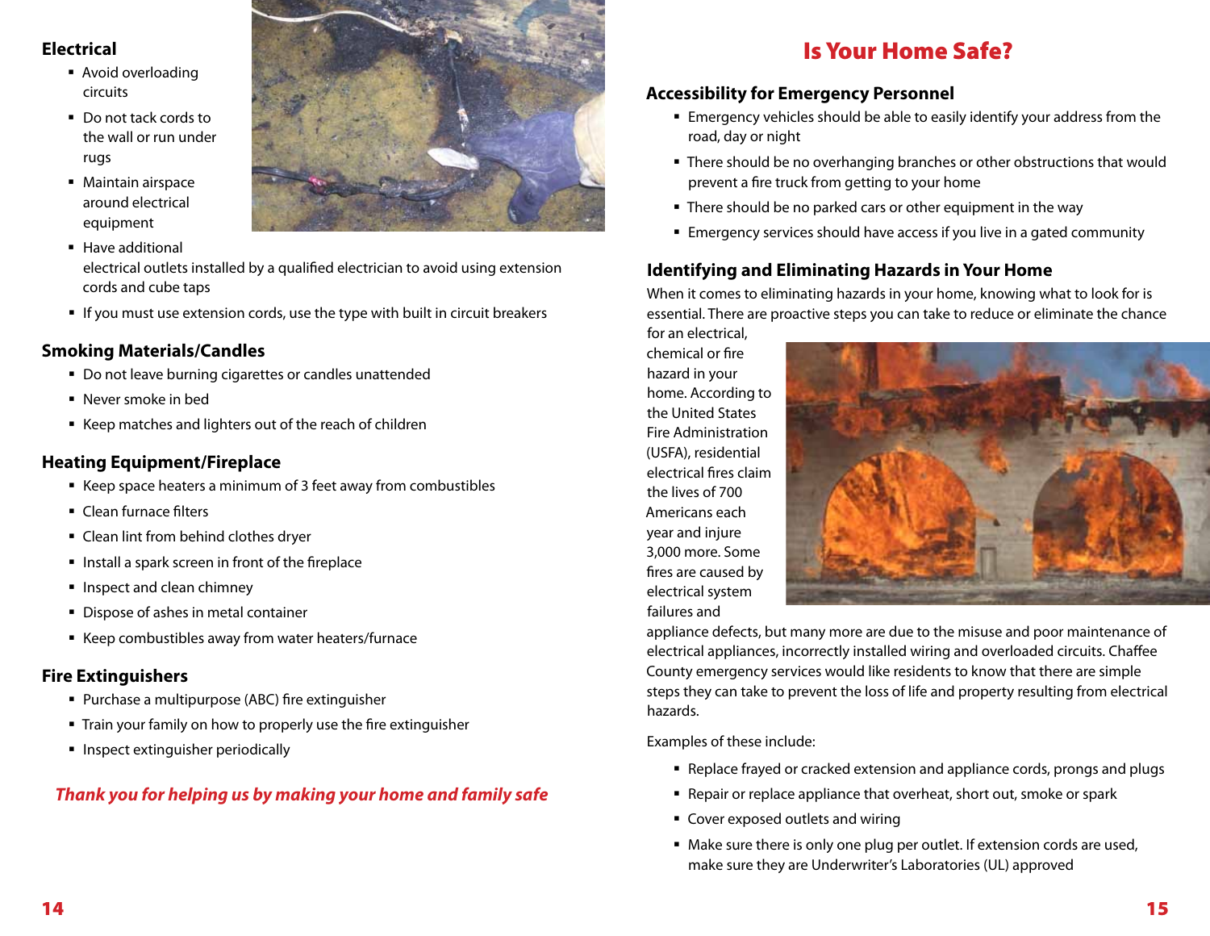## Electrical

- Avoid overloading circuits
- Do not tack cords to the wall or run under rugs
- Maintain airspace around electrical equipment
- Have additional electrical outlets installed by a qualified electrician to avoid using extension cords and cube taps
- If you must use extension cords, use the type with built in circuit breakers

## Smoking Materials/Candles

- Do not leave burning cigarettes or candles unattended
- Never smoke in bed
- Keep matches and lighters out of the reach of children

## Heating Equipment/Fireplace

- Keep space heaters a minimum of 3 feet away from combustibles
- Clean furnace filters
- Clean lint from behind clothes dryer
- Install a spark screen in front of the fireplace
- Inspect and clean chimney
- Dispose of ashes in metal container
- Keep combustibles away from water heaters/furnace

## Fire Extinguishers

- Purchase a multipurpose (ABC) fire extinguisher
- Train your family on how to properly use the fire extinguisher
- Inspect extinguisher periodically

***Thank you for helping us by making your home and family safe***

# Is Your Home Safe?

## Accessibility for Emergency Personnel

- Emergency vehicles should be able to easily identify your address from the road, day or night
- There should be no overhanging branches or other obstructions that would prevent a fire truck from getting to your home
- There should be no parked cars or other equipment in the way
- Emergency services should have access if you live in a gated community

## Identifying and Eliminating Hazards in Your Home

When it comes to eliminating hazards in your home, knowing what to look for is essential. There are proactive steps you can take to reduce or eliminate the chance for an electrical, chemical or fire hazard in your home. According to the United States Fire Administration (USFA), residential electrical fires claim the lives of 700 Americans each year and injure 3,000 more. Some fires are caused by electrical system failures and appliance defects, but many more are due to the misuse and poor maintenance of electrical appliances, incorrectly installed wiring and overloaded circuits. Chaffee County emergency services would like residents to know that there are simple steps they can take to prevent the loss of life and property resulting from electrical hazards.

Examples of these include:

- Replace frayed or cracked extension and appliance cords, prongs and plugs
- Repair or replace appliance that overheat, short out, smoke or spark
- Cover exposed outlets and wiring
- Make sure there is only one plug per outlet. If extension cords are used, make sure they are Underwriter's Laboratories (UL) approved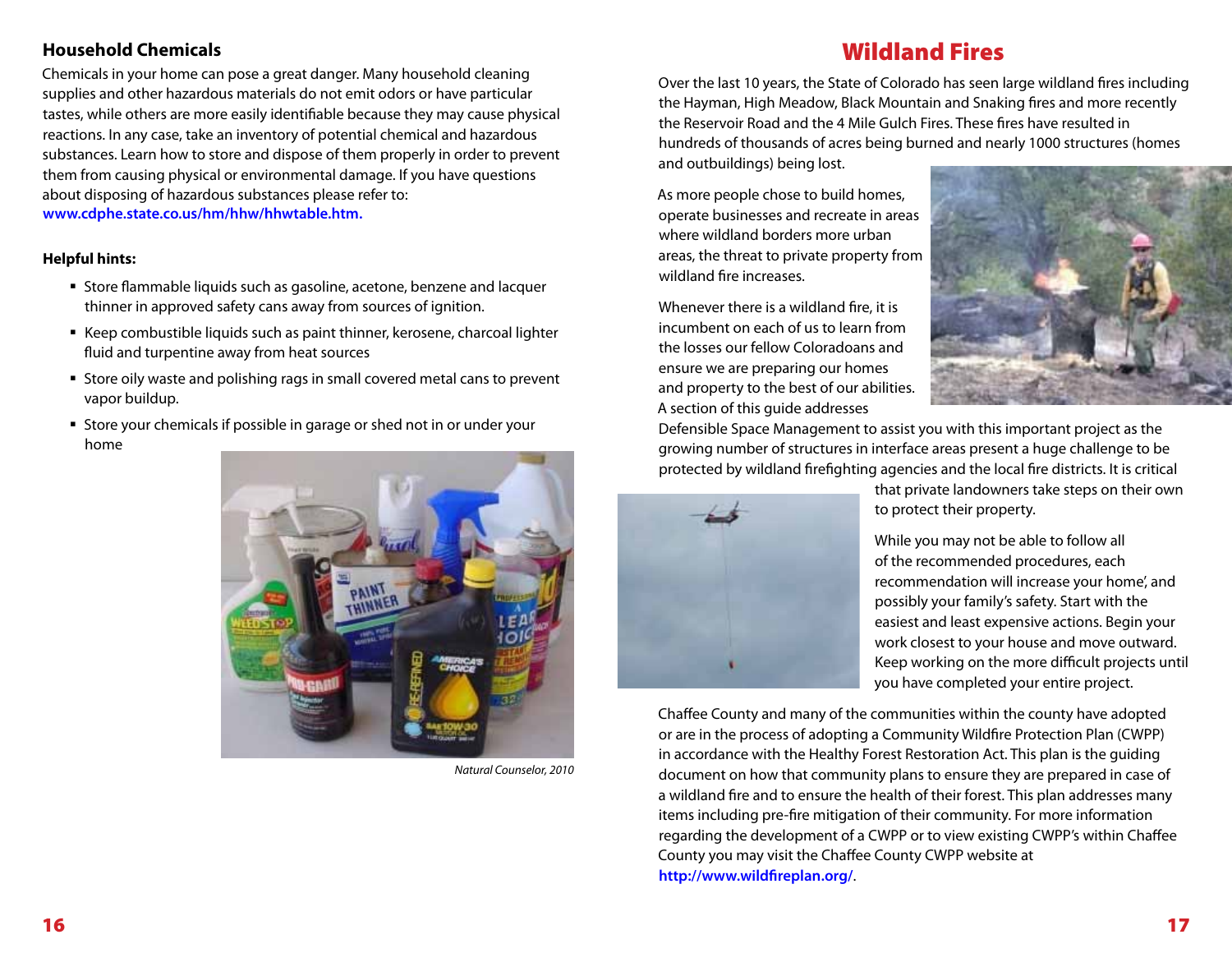## Household Chemicals

Chemicals in your home can pose a great danger. Many household cleaning supplies and other hazardous materials do not emit odors or have particular tastes, while others are more easily identifiable because they may cause physical reactions. In any case, take an inventory of potential chemical and hazardous substances. Learn how to store and dispose of them properly in order to prevent them from causing physical or environmental damage. If you have questions about disposing of hazardous substances please refer to: **www.cdphe.state.co.us/hm/hhw/hhwtable.htm.**

**Helpful hints:**

- Store flammable liquids such as gasoline, acetone, benzene and lacquer thinner in approved safety cans away from sources of ignition.
- Keep combustible liquids such as paint thinner, kerosene, charcoal lighter fluid and turpentine away from heat sources
- Store oily waste and polishing rags in small covered metal cans to prevent vapor buildup.
- Store your chemicals if possible in garage or shed not in or under your home

*Natural Counselor, 2010*

# Wildland Fires

Over the last 10 years, the State of Colorado has seen large wildland fires including the Hayman, High Meadow, Black Mountain and Snaking fires and more recently the Reservoir Road and the 4 Mile Gulch Fires. These fires have resulted in hundreds of thousands of acres being burned and nearly 1000 structures (homes and outbuildings) being lost.

As more people chose to build homes, operate businesses and recreate in areas where wildland borders more urban areas, the threat to private property from wildland fire increases.

Whenever there is a wildland fire, it is incumbent on each of us to learn from the losses our fellow Coloradoans and ensure we are preparing our homes and property to the best of our abilities. A section of this guide addresses Defensible Space Management to assist you with this important project as the growing number of structures in interface areas present a huge challenge to be protected by wildland firefighting agencies and the local fire districts. It is critical that private landowners take steps on their own to protect their property.

While you may not be able to follow all of the recommended procedures, each recommendation will increase your home', and possibly your family's safety. Start with the easiest and least expensive actions. Begin your work closest to your house and move outward. Keep working on the more difficult projects until you have completed your entire project.

Chaffee County and many of the communities within the county have adopted or are in the process of adopting a Community Wildfire Protection Plan (CWPP) in accordance with the Healthy Forest Restoration Act. This plan is the guiding document on how that community plans to ensure they are prepared in case of a wildland fire and to ensure the health of their forest. This plan addresses many items including pre-fire mitigation of their community. For more information regarding the development of a CWPP or to view existing CWPP's within Chaffee County you may visit the Chaffee County CWPP website at **http://www.wildfireplan.org/**.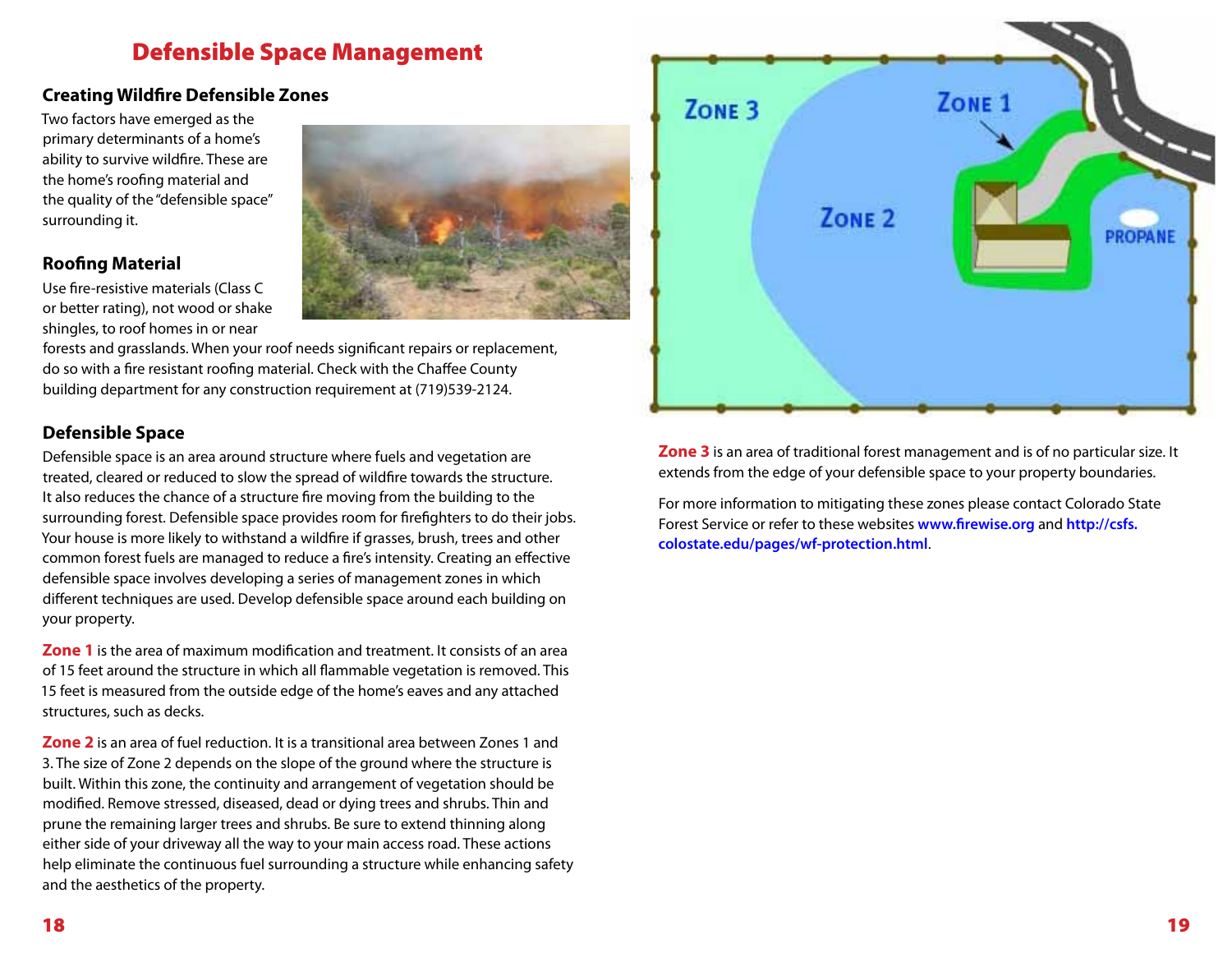# Defensible Space Management

## Creating Wildfire Defensible Zones

Two factors have emerged as the primary determinants of a home's ability to survive wildfire. These are the home's roofing material and the quality of the "defensible space" surrounding it.

## Roofing Material

Use fire-resistive materials (Class C or better rating), not wood or shake shingles, to roof homes in or near forests and grasslands. When your roof needs significant repairs or replacement, do so with a fire resistant roofing material. Check with the Chaffee County building department for any construction requirement at (719)539-2124.

## Defensible Space

Defensible space is an area around structure where fuels and vegetation are treated, cleared or reduced to slow the spread of wildfire towards the structure. It also reduces the chance of a structure fire moving from the building to the surrounding forest. Defensible space provides room for firefighters to do their jobs. Your house is more likely to withstand a wildfire if grasses, brush, trees and other common forest fuels are managed to reduce a fire's intensity. Creating an effective defensible space involves developing a series of management zones in which different techniques are used. Develop defensible space around each building on your property.

**Zone 1** is the area of maximum modification and treatment. It consists of an area of 15 feet around the structure in which all flammable vegetation is removed. This 15 feet is measured from the outside edge of the home's eaves and any attached structures, such as decks.

**Zone 2** is an area of fuel reduction. It is a transitional area between Zones 1 and 3. The size of Zone 2 depends on the slope of the ground where the structure is built. Within this zone, the continuity and arrangement of vegetation should be modified. Remove stressed, diseased, dead or dying trees and shrubs. Thin and prune the remaining larger trees and shrubs. Be sure to extend thinning along either side of your driveway all the way to your main access road. These actions help eliminate the continuous fuel surrounding a structure while enhancing safety and the aesthetics of the property.

**Zone 3** is an area of traditional forest management and is of no particular size. It extends from the edge of your defensible space to your property boundaries.

For more information to mitigating these zones please contact Colorado State Forest Service or refer to these websites **www.firewise.org** and **http://csfs.colostate.edu/pages/wf-protection.html**.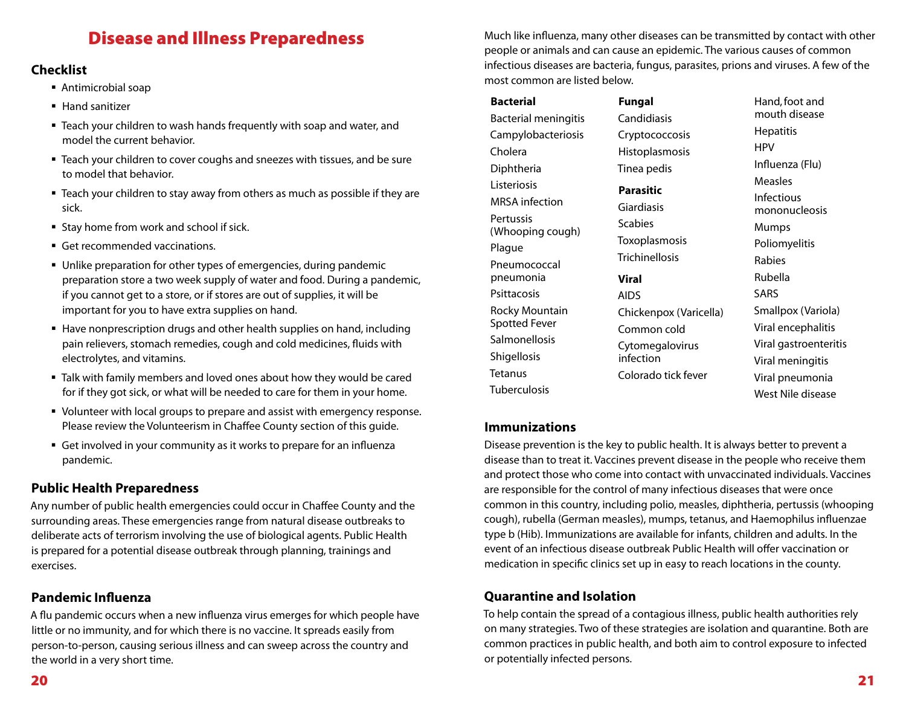# Disease and Illness Preparedness

## Checklist

- Antimicrobial soap
- Hand sanitizer
- Teach your children to wash hands frequently with soap and water, and model the current behavior.
- Teach your children to cover coughs and sneezes with tissues, and be sure to model that behavior.
- Teach your children to stay away from others as much as possible if they are sick.
- Stay home from work and school if sick.
- Get recommended vaccinations.
- Unlike preparation for other types of emergencies, during pandemic preparation store a two week supply of water and food. During a pandemic, if you cannot get to a store, or if stores are out of supplies, it will be important for you to have extra supplies on hand.
- Have nonprescription drugs and other health supplies on hand, including pain relievers, stomach remedies, cough and cold medicines, fluids with electrolytes, and vitamins.
- Talk with family members and loved ones about how they would be cared for if they got sick, or what will be needed to care for them in your home.
- Volunteer with local groups to prepare and assist with emergency response. Please review the Volunteerism in Chaffee County section of this guide.
- Get involved in your community as it works to prepare for an influenza pandemic.

## Public Health Preparedness

Any number of public health emergencies could occur in Chaffee County and the surrounding areas. These emergencies range from natural disease outbreaks to deliberate acts of terrorism involving the use of biological agents. Public Health is prepared for a potential disease outbreak through planning, trainings and exercises.

## Pandemic Influenza

A flu pandemic occurs when a new influenza virus emerges for which people have little or no immunity, and for which there is no vaccine. It spreads easily from person-to-person, causing serious illness and can sweep across the country and the world in a very short time.

Much like influenza, many other diseases can be transmitted by contact with other people or animals and can cause an epidemic. The various causes of common infectious diseases are bacteria, fungus, parasites, prions and viruses. A few of the most common are listed below.

**Bacterial**

- Bacterial meningitis
- Campylobacteriosis
- Cholera
- Diphtheria
- Listeriosis
- MRSA infection
- Pertussis (Whooping cough)
- Plague
- Pneumococcal pneumonia
- Psittacosis
- Rocky Mountain Spotted Fever
- Salmonellosis
- Shigellosis
- Tetanus
- Tuberculosis

**Fungal**

- Candidiasis
- Cryptococcosis
- Histoplasmosis
- Tinea pedis

**Parasitic**

- Giardiasis
- Scabies
- Toxoplasmosis
- Trichinellosis

**Viral**

- AIDS
- Chickenpox (Varicella)
- Common cold
- Cytomegalovirus infection
- Colorado tick fever
- Hand, foot and mouth disease
- Hepatitis
- HPV
- Influenza (Flu)
- Measles
- Infectious mononucleosis
- Mumps
- Poliomyelitis
- Rabies
- Rubella
- SARS
- Smallpox (Variola)
- Viral encephalitis
- Viral gastroenteritis
- Viral meningitis
- Viral pneumonia
- West Nile disease

## Immunizations

Disease prevention is the key to public health. It is always better to prevent a disease than to treat it. Vaccines prevent disease in the people who receive them and protect those who come into contact with unvaccinated individuals. Vaccines are responsible for the control of many infectious diseases that were once common in this country, including polio, measles, diphtheria, pertussis (whooping cough), rubella (German measles), mumps, tetanus, and Haemophilus influenzae type b (Hib). Immunizations are available for infants, children and adults. In the event of an infectious disease outbreak Public Health will offer vaccination or medication in specific clinics set up in easy to reach locations in the county.

## Quarantine and Isolation

To help contain the spread of a contagious illness, public health authorities rely on many strategies. Two of these strategies are isolation and quarantine. Both are common practices in public health, and both aim to control exposure to infected or potentially infected persons.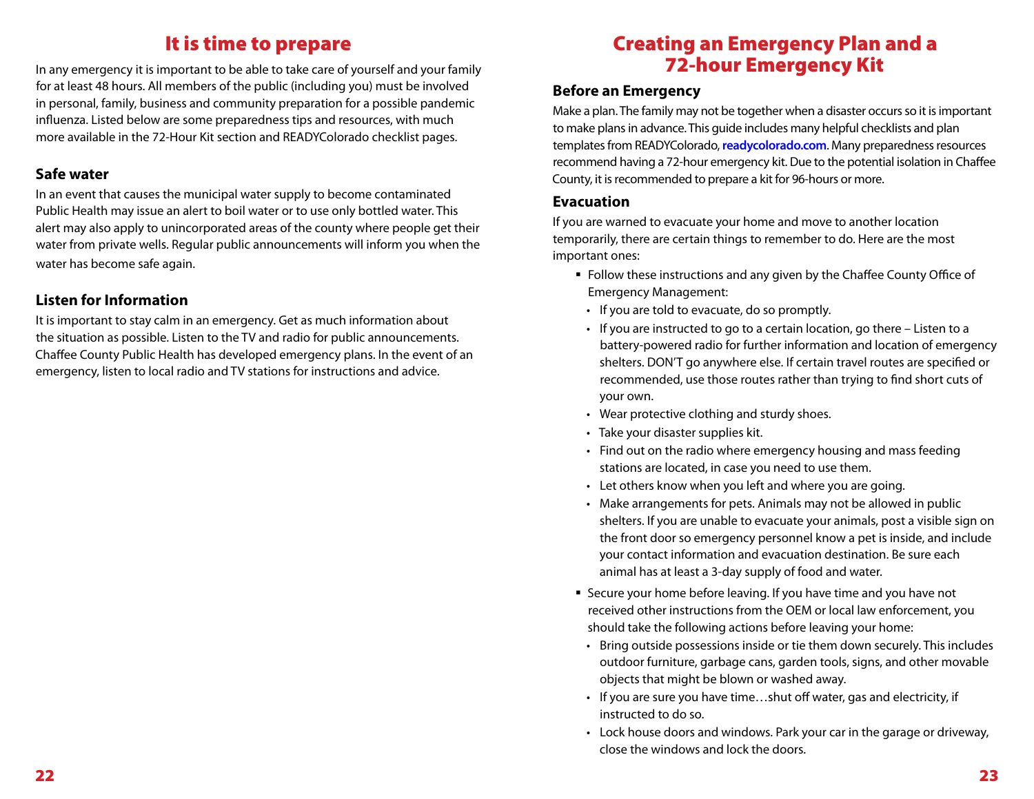# It is time to prepare

In any emergency it is important to be able to take care of yourself and your family for at least 48 hours. All members of the public (including you) must be involved in personal, family, business and community preparation for a possible pandemic influenza. Listed below are some preparedness tips and resources, with much more available in the 72-Hour Kit section and READYColorado checklist pages.

## Safe water

In an event that causes the municipal water supply to become contaminated Public Health may issue an alert to boil water or to use only bottled water. This alert may also apply to unincorporated areas of the county where people get their water from private wells. Regular public announcements will inform you when the water has become safe again.

## Listen for Information

It is important to stay calm in an emergency. Get as much information about the situation as possible. Listen to the TV and radio for public announcements. Chaffee County Public Health has developed emergency plans. In the event of an emergency, listen to local radio and TV stations for instructions and advice.

# Creating an Emergency Plan and a 72-hour Emergency Kit

## Before an Emergency

Make a plan. The family may not be together when a disaster occurs so it is important to make plans in advance. This guide includes many helpful checklists and plan templates from READYColorado, **readycolorado.com**. Many preparedness resources recommend having a 72-hour emergency kit. Due to the potential isolation in Chaffee County, it is recommended to prepare a kit for 96-hours or more.

## Evacuation

If you are warned to evacuate your home and move to another location temporarily, there are certain things to remember to do. Here are the most important ones:

- Follow these instructions and any given by the Chaffee County Office of Emergency Management:
  - If you are told to evacuate, do so promptly.
  - If you are instructed to go to a certain location, go there – Listen to a battery-powered radio for further information and location of emergency shelters. DON'T go anywhere else. If certain travel routes are specified or recommended, use those routes rather than trying to find short cuts of your own.
  - Wear protective clothing and sturdy shoes.
  - Take your disaster supplies kit.
  - Find out on the radio where emergency housing and mass feeding stations are located, in case you need to use them.
  - Let others know when you left and where you are going.
  - Make arrangements for pets. Animals may not be allowed in public shelters. If you are unable to evacuate your animals, post a visible sign on the front door so emergency personnel know a pet is inside, and include your contact information and evacuation destination. Be sure each animal has at least a 3-day supply of food and water.
- Secure your home before leaving. If you have time and you have not received other instructions from the OEM or local law enforcement, you should take the following actions before leaving your home:
  - Bring outside possessions inside or tie them down securely. This includes outdoor furniture, garbage cans, garden tools, signs, and other movable objects that might be blown or washed away.
  - If you are sure you have time…shut off water, gas and electricity, if instructed to do so.
  - Lock house doors and windows. Park your car in the garage or driveway, close the windows and lock the doors.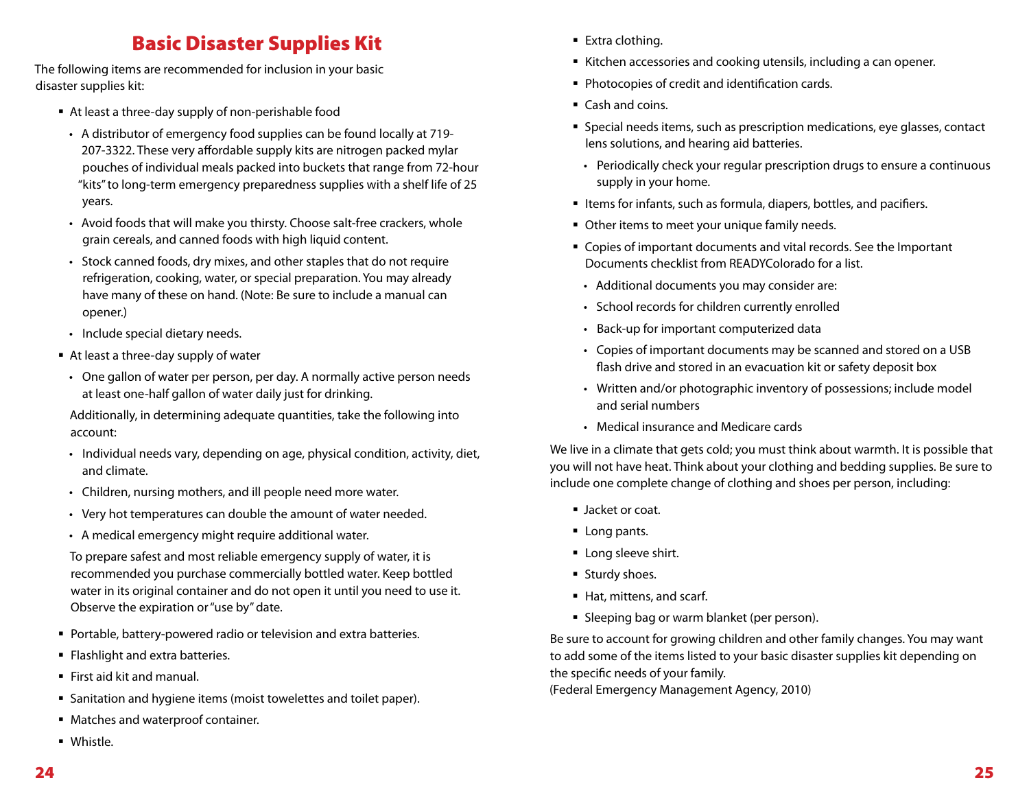# Basic Disaster Supplies Kit

The following items are recommended for inclusion in your basic disaster supplies kit:

- At least a three-day supply of non-perishable food
  - A distributor of emergency food supplies can be found locally at 719-207-3322. These very affordable supply kits are nitrogen packed mylar pouches of individual meals packed into buckets that range from 72-hour "kits" to long-term emergency preparedness supplies with a shelf life of 25 years.
  - Avoid foods that will make you thirsty. Choose salt-free crackers, whole grain cereals, and canned foods with high liquid content.
  - Stock canned foods, dry mixes, and other staples that do not require refrigeration, cooking, water, or special preparation. You may already have many of these on hand. (Note: Be sure to include a manual can opener.)
  - Include special dietary needs.
- At least a three-day supply of water
  - One gallon of water per person, per day. A normally active person needs at least one-half gallon of water daily just for drinking.

  Additionally, in determining adequate quantities, take the following into account:

  - Individual needs vary, depending on age, physical condition, activity, diet, and climate.
  - Children, nursing mothers, and ill people need more water.
  - Very hot temperatures can double the amount of water needed.
  - A medical emergency might require additional water.

  To prepare safest and most reliable emergency supply of water, it is recommended you purchase commercially bottled water. Keep bottled water in its original container and do not open it until you need to use it. Observe the expiration or "use by" date.

- Portable, battery-powered radio or television and extra batteries.
- Flashlight and extra batteries.
- First aid kit and manual.
- Sanitation and hygiene items (moist towelettes and toilet paper).
- Matches and waterproof container.
- Whistle.
- Extra clothing.
- Kitchen accessories and cooking utensils, including a can opener.
- Photocopies of credit and identification cards.
- Cash and coins.
- Special needs items, such as prescription medications, eye glasses, contact lens solutions, and hearing aid batteries.
  - Periodically check your regular prescription drugs to ensure a continuous supply in your home.
- Items for infants, such as formula, diapers, bottles, and pacifiers.
- Other items to meet your unique family needs.
- Copies of important documents and vital records. See the Important Documents checklist from READYColorado for a list.
  - Additional documents you may consider are:
  - School records for children currently enrolled
  - Back-up for important computerized data
  - Copies of important documents may be scanned and stored on a USB flash drive and stored in an evacuation kit or safety deposit box
  - Written and/or photographic inventory of possessions; include model and serial numbers
  - Medical insurance and Medicare cards

We live in a climate that gets cold; you must think about warmth. It is possible that you will not have heat. Think about your clothing and bedding supplies. Be sure to include one complete change of clothing and shoes per person, including:

- Jacket or coat.
- Long pants.
- Long sleeve shirt.
- Sturdy shoes.
- Hat, mittens, and scarf.
- Sleeping bag or warm blanket (per person).

Be sure to account for growing children and other family changes. You may want to add some of the items listed to your basic disaster supplies kit depending on the specific needs of your family.
(Federal Emergency Management Agency, 2010)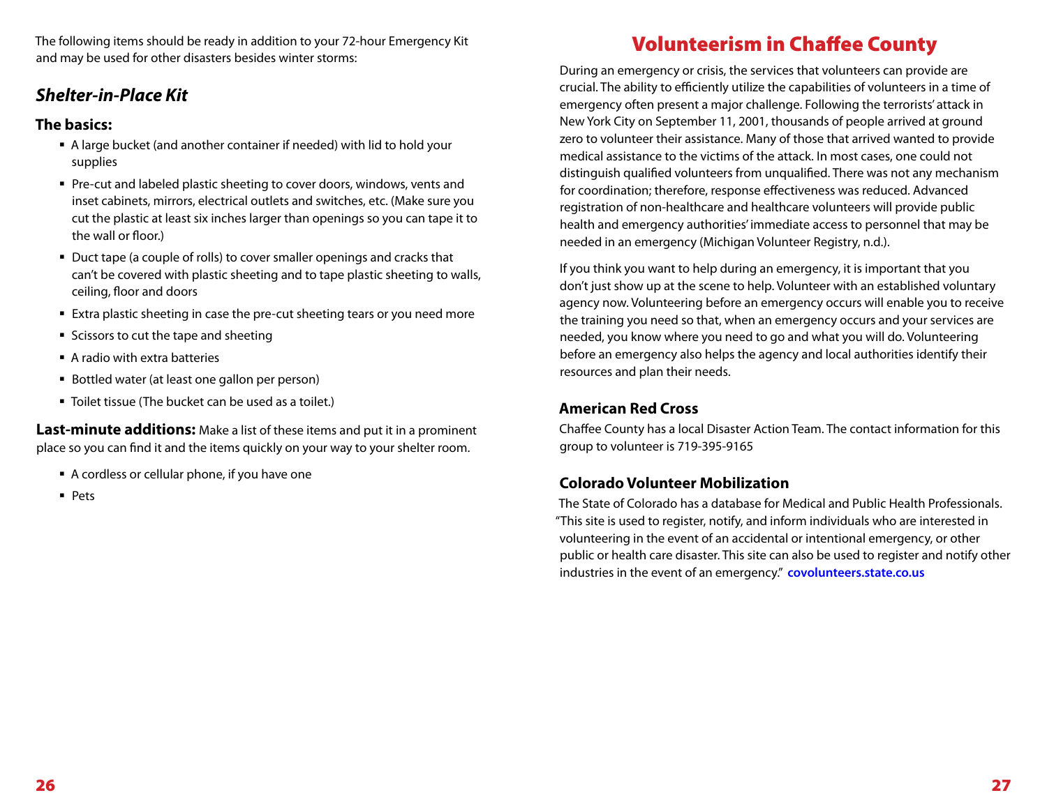The following items should be ready in addition to your 72-hour Emergency Kit and may be used for other disasters besides winter storms:

## *Shelter-in-Place Kit*

### The basics:

- A large bucket (and another container if needed) with lid to hold your supplies
- Pre-cut and labeled plastic sheeting to cover doors, windows, vents and inset cabinets, mirrors, electrical outlets and switches, etc. (Make sure you cut the plastic at least six inches larger than openings so you can tape it to the wall or floor.)
- Duct tape (a couple of rolls) to cover smaller openings and cracks that can't be covered with plastic sheeting and to tape plastic sheeting to walls, ceiling, floor and doors
- Extra plastic sheeting in case the pre-cut sheeting tears or you need more
- Scissors to cut the tape and sheeting
- A radio with extra batteries
- Bottled water (at least one gallon per person)
- Toilet tissue (The bucket can be used as a toilet.)

**Last-minute additions:** Make a list of these items and put it in a prominent place so you can find it and the items quickly on your way to your shelter room.

- A cordless or cellular phone, if you have one
- Pets

# Volunteerism in Chaffee County

During an emergency or crisis, the services that volunteers can provide are crucial. The ability to efficiently utilize the capabilities of volunteers in a time of emergency often present a major challenge. Following the terrorists' attack in New York City on September 11, 2001, thousands of people arrived at ground zero to volunteer their assistance. Many of those that arrived wanted to provide medical assistance to the victims of the attack. In most cases, one could not distinguish qualified volunteers from unqualified. There was not any mechanism for coordination; therefore, response effectiveness was reduced. Advanced registration of non-healthcare and healthcare volunteers will provide public health and emergency authorities' immediate access to personnel that may be needed in an emergency (Michigan Volunteer Registry, n.d.).

If you think you want to help during an emergency, it is important that you don't just show up at the scene to help. Volunteer with an established voluntary agency now. Volunteering before an emergency occurs will enable you to receive the training you need so that, when an emergency occurs and your services are needed, you know where you need to go and what you will do. Volunteering before an emergency also helps the agency and local authorities identify their resources and plan their needs.

### American Red Cross

Chaffee County has a local Disaster Action Team. The contact information for this group to volunteer is 719-395-9165

### Colorado Volunteer Mobilization

The State of Colorado has a database for Medical and Public Health Professionals. "This site is used to register, notify, and inform individuals who are interested in volunteering in the event of an accidental or intentional emergency, or other public or health care disaster. This site can also be used to register and notify other industries in the event of an emergency." **covolunteers.state.co.us**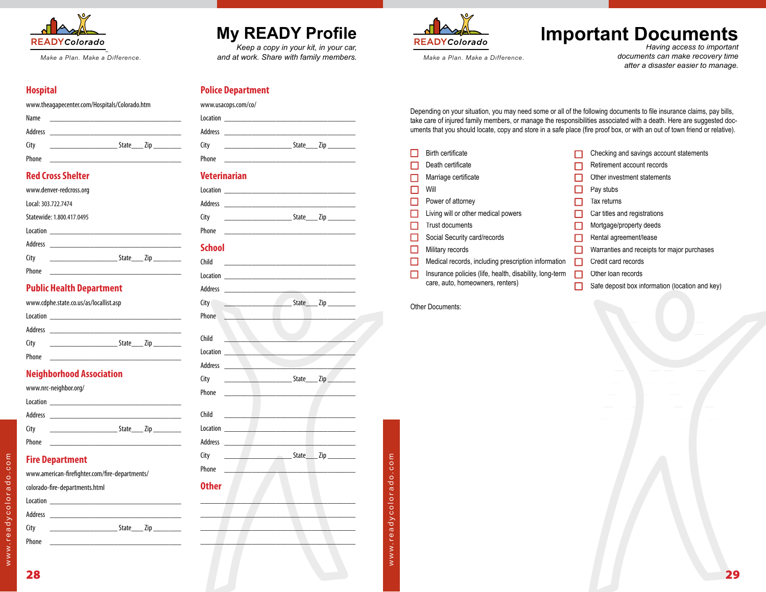# My READY Profile

*Keep a copy in your kit, in your car, and at work. Share with family members.*

## Hospital

www.theagapecenter.com/Hospitals/Colorado.htm

Name ______________________________

Address ______________________________

City ______________ State____ Zip ________

Phone ______________________________

## Red Cross Shelter

www.denver-redcross.org

Local: 303.722.7474

Statewide: 1.800.417.0495

Location ______________________________

Address ______________________________

City ______________ State____ Zip ________

Phone ______________________________

## Public Health Department

www.cdphe.state.co.us/as/locallist.asp

Location ______________________________

Address ______________________________

City ______________ State____ Zip ________

Phone ______________________________

## Neighborhood Association

www.nrc-neighbor.org/

Location ______________________________

Address ______________________________

City ______________ State____ Zip ________

Phone ______________________________

## Fire Department

www.american-firefighter.com/fire-departments/colorado-fire-departments.html

Location ______________________________

Address ______________________________

City ______________ State____ Zip ________

Phone ______________________________

## Police Department

www.usacops.com/co/

Location ______________________________

Address ______________________________

City ______________ State____ Zip ________

Phone ______________________________

## Veterinarian

Location ______________________________

Address ______________________________

City ______________ State____ Zip ________

Phone ______________________________

## School

Child ______________________________

Location ______________________________

Address ______________________________

City ______________ State____ Zip ________

Phone ______________________________

Child ______________________________

Location ______________________________

Address ______________________________

City ______________ State____ Zip ________

Phone ______________________________

Child ______________________________

Location ______________________________

Address ______________________________

City ______________ State____ Zip ________

Phone ______________________________

## Other

______________________________

______________________________

______________________________

______________________________

# Important Documents

*Having access to important documents can make recovery time after a disaster easier to manage.*

Depending on your situation, you may need some or all of the following documents to file insurance claims, pay bills, take care of injured family members, or manage the responsibilities associated with a death. Here are suggested documents that you should locate, copy and store in a safe place (fire proof box, or with an out of town friend or relative).

- ☐ Birth certificate
- ☐ Death certificate
- ☐ Marriage certificate
- ☐ Will
- ☐ Power of attorney
- ☐ Living will or other medical powers
- ☐ Trust documents
- ☐ Social Security card/records
- ☐ Military records
- ☐ Medical records, including prescription information
- ☐ Insurance policies (life, health, disability, long-term care, auto, homeowners, renters)
- ☐ Checking and savings account statements
- ☐ Retirement account records
- ☐ Other investment statements
- ☐ Pay stubs
- ☐ Tax returns
- ☐ Car titles and registrations
- ☐ Mortgage/property deeds
- ☐ Rental agreement/lease
- ☐ Warranties and receipts for major purchases
- ☐ Credit card records
- ☐ Other loan records
- ☐ Safe deposit box information (location and key)

Other Documents: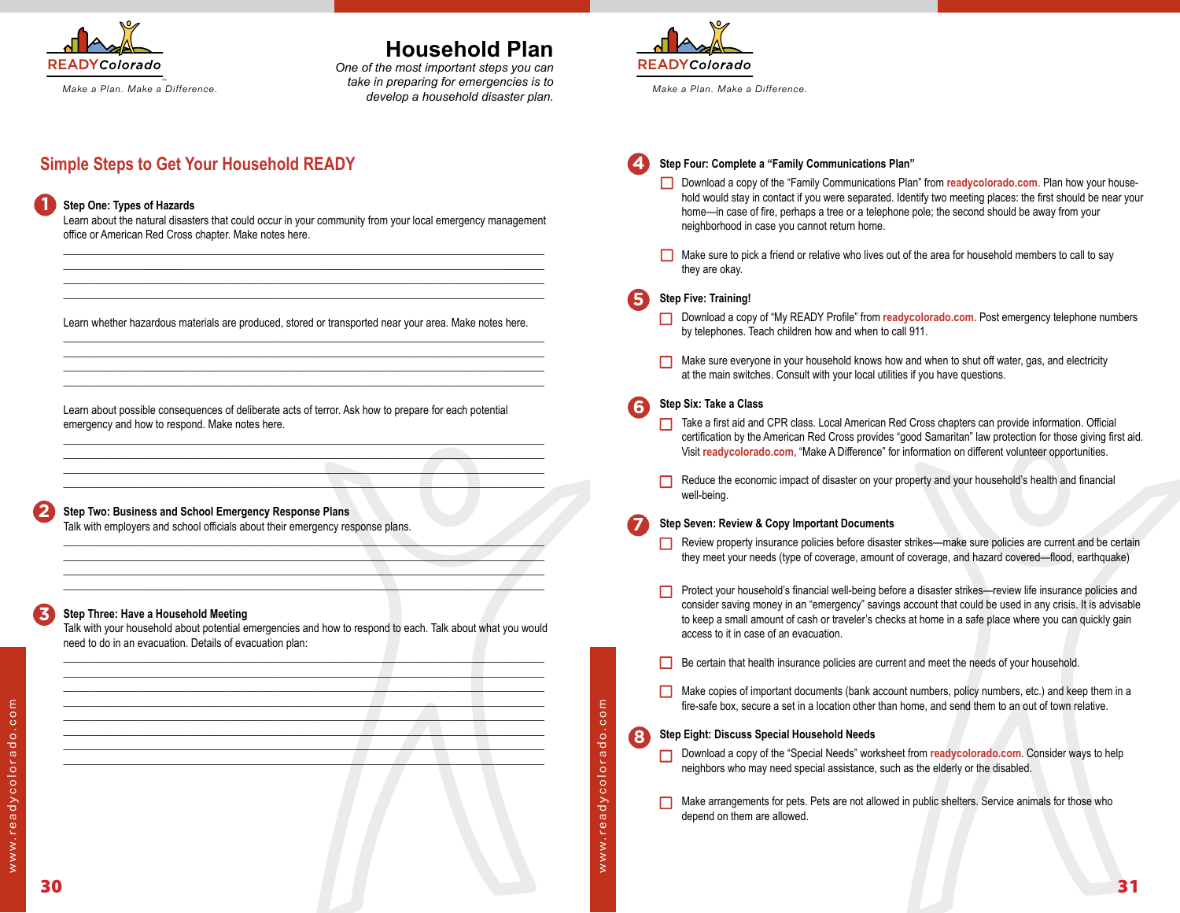# Household Plan

*One of the most important steps you can take in preparing for emergencies is to develop a household disaster plan.*

## Simple Steps to Get Your Household READY

### 1 Step One: Types of Hazards

Learn about the natural disasters that could occur in your community from your local emergency management office or American Red Cross chapter. Make notes here.

\_\_\_\_\_\_\_\_\_\_\_\_\_\_\_\_\_\_\_\_\_\_\_\_\_\_\_\_\_\_\_\_\_\_\_\_\_\_\_\_\_\_\_\_\_\_\_\_\_\_\_\_\_\_\_\_\_\_\_\_\_\_\_\_\_\_\_\_\_\_\_\_

\_\_\_\_\_\_\_\_\_\_\_\_\_\_\_\_\_\_\_\_\_\_\_\_\_\_\_\_\_\_\_\_\_\_\_\_\_\_\_\_\_\_\_\_\_\_\_\_\_\_\_\_\_\_\_\_\_\_\_\_\_\_\_\_\_\_\_\_\_\_\_\_

\_\_\_\_\_\_\_\_\_\_\_\_\_\_\_\_\_\_\_\_\_\_\_\_\_\_\_\_\_\_\_\_\_\_\_\_\_\_\_\_\_\_\_\_\_\_\_\_\_\_\_\_\_\_\_\_\_\_\_\_\_\_\_\_\_\_\_\_\_\_\_\_

\_\_\_\_\_\_\_\_\_\_\_\_\_\_\_\_\_\_\_\_\_\_\_\_\_\_\_\_\_\_\_\_\_\_\_\_\_\_\_\_\_\_\_\_\_\_\_\_\_\_\_\_\_\_\_\_\_\_\_\_\_\_\_\_\_\_\_\_\_\_\_\_

Learn whether hazardous materials are produced, stored or transported near your area. Make notes here.

\_\_\_\_\_\_\_\_\_\_\_\_\_\_\_\_\_\_\_\_\_\_\_\_\_\_\_\_\_\_\_\_\_\_\_\_\_\_\_\_\_\_\_\_\_\_\_\_\_\_\_\_\_\_\_\_\_\_\_\_\_\_\_\_\_\_\_\_\_\_\_\_

\_\_\_\_\_\_\_\_\_\_\_\_\_\_\_\_\_\_\_\_\_\_\_\_\_\_\_\_\_\_\_\_\_\_\_\_\_\_\_\_\_\_\_\_\_\_\_\_\_\_\_\_\_\_\_\_\_\_\_\_\_\_\_\_\_\_\_\_\_\_\_\_

\_\_\_\_\_\_\_\_\_\_\_\_\_\_\_\_\_\_\_\_\_\_\_\_\_\_\_\_\_\_\_\_\_\_\_\_\_\_\_\_\_\_\_\_\_\_\_\_\_\_\_\_\_\_\_\_\_\_\_\_\_\_\_\_\_\_\_\_\_\_\_\_

\_\_\_\_\_\_\_\_\_\_\_\_\_\_\_\_\_\_\_\_\_\_\_\_\_\_\_\_\_\_\_\_\_\_\_\_\_\_\_\_\_\_\_\_\_\_\_\_\_\_\_\_\_\_\_\_\_\_\_\_\_\_\_\_\_\_\_\_\_\_\_\_

Learn about possible consequences of deliberate acts of terror. Ask how to prepare for each potential emergency and how to respond. Make notes here.

\_\_\_\_\_\_\_\_\_\_\_\_\_\_\_\_\_\_\_\_\_\_\_\_\_\_\_\_\_\_\_\_\_\_\_\_\_\_\_\_\_\_\_\_\_\_\_\_\_\_\_\_\_\_\_\_\_\_\_\_\_\_\_\_\_\_\_\_\_\_\_\_

\_\_\_\_\_\_\_\_\_\_\_\_\_\_\_\_\_\_\_\_\_\_\_\_\_\_\_\_\_\_\_\_\_\_\_\_\_\_\_\_\_\_\_\_\_\_\_\_\_\_\_\_\_\_\_\_\_\_\_\_\_\_\_\_\_\_\_\_\_\_\_\_

\_\_\_\_\_\_\_\_\_\_\_\_\_\_\_\_\_\_\_\_\_\_\_\_\_\_\_\_\_\_\_\_\_\_\_\_\_\_\_\_\_\_\_\_\_\_\_\_\_\_\_\_\_\_\_\_\_\_\_\_\_\_\_\_\_\_\_\_\_\_\_\_

\_\_\_\_\_\_\_\_\_\_\_\_\_\_\_\_\_\_\_\_\_\_\_\_\_\_\_\_\_\_\_\_\_\_\_\_\_\_\_\_\_\_\_\_\_\_\_\_\_\_\_\_\_\_\_\_\_\_\_\_\_\_\_\_\_\_\_\_\_\_\_\_

### 2 Step Two: Business and School Emergency Response Plans

Talk with employers and school officials about their emergency response plans.

\_\_\_\_\_\_\_\_\_\_\_\_\_\_\_\_\_\_\_\_\_\_\_\_\_\_\_\_\_\_\_\_\_\_\_\_\_\_\_\_\_\_\_\_\_\_\_\_\_\_\_\_\_\_\_\_\_\_\_\_\_\_\_\_\_\_\_\_\_\_\_\_

\_\_\_\_\_\_\_\_\_\_\_\_\_\_\_\_\_\_\_\_\_\_\_\_\_\_\_\_\_\_\_\_\_\_\_\_\_\_\_\_\_\_\_\_\_\_\_\_\_\_\_\_\_\_\_\_\_\_\_\_\_\_\_\_\_\_\_\_\_\_\_\_

\_\_\_\_\_\_\_\_\_\_\_\_\_\_\_\_\_\_\_\_\_\_\_\_\_\_\_\_\_\_\_\_\_\_\_\_\_\_\_\_\_\_\_\_\_\_\_\_\_\_\_\_\_\_\_\_\_\_\_\_\_\_\_\_\_\_\_\_\_\_\_\_

\_\_\_\_\_\_\_\_\_\_\_\_\_\_\_\_\_\_\_\_\_\_\_\_\_\_\_\_\_\_\_\_\_\_\_\_\_\_\_\_\_\_\_\_\_\_\_\_\_\_\_\_\_\_\_\_\_\_\_\_\_\_\_\_\_\_\_\_\_\_\_\_

### 3 Step Three: Have a Household Meeting

Talk with your household about potential emergencies and how to respond to each. Talk about what you would need to do in an evacuation. Details of evacuation plan:

\_\_\_\_\_\_\_\_\_\_\_\_\_\_\_\_\_\_\_\_\_\_\_\_\_\_\_\_\_\_\_\_\_\_\_\_\_\_\_\_\_\_\_\_\_\_\_\_\_\_\_\_\_\_\_\_\_\_\_\_\_\_\_\_\_\_\_\_\_\_\_\_

\_\_\_\_\_\_\_\_\_\_\_\_\_\_\_\_\_\_\_\_\_\_\_\_\_\_\_\_\_\_\_\_\_\_\_\_\_\_\_\_\_\_\_\_\_\_\_\_\_\_\_\_\_\_\_\_\_\_\_\_\_\_\_\_\_\_\_\_\_\_\_\_

\_\_\_\_\_\_\_\_\_\_\_\_\_\_\_\_\_\_\_\_\_\_\_\_\_\_\_\_\_\_\_\_\_\_\_\_\_\_\_\_\_\_\_\_\_\_\_\_\_\_\_\_\_\_\_\_\_\_\_\_\_\_\_\_\_\_\_\_\_\_\_\_

\_\_\_\_\_\_\_\_\_\_\_\_\_\_\_\_\_\_\_\_\_\_\_\_\_\_\_\_\_\_\_\_\_\_\_\_\_\_\_\_\_\_\_\_\_\_\_\_\_\_\_\_\_\_\_\_\_\_\_\_\_\_\_\_\_\_\_\_\_\_\_\_

\_\_\_\_\_\_\_\_\_\_\_\_\_\_\_\_\_\_\_\_\_\_\_\_\_\_\_\_\_\_\_\_\_\_\_\_\_\_\_\_\_\_\_\_\_\_\_\_\_\_\_\_\_\_\_\_\_\_\_\_\_\_\_\_\_\_\_\_\_\_\_\_

\_\_\_\_\_\_\_\_\_\_\_\_\_\_\_\_\_\_\_\_\_\_\_\_\_\_\_\_\_\_\_\_\_\_\_\_\_\_\_\_\_\_\_\_\_\_\_\_\_\_\_\_\_\_\_\_\_\_\_\_\_\_\_\_\_\_\_\_\_\_\_\_

\_\_\_\_\_\_\_\_\_\_\_\_\_\_\_\_\_\_\_\_\_\_\_\_\_\_\_\_\_\_\_\_\_\_\_\_\_\_\_\_\_\_\_\_\_\_\_\_\_\_\_\_\_\_\_\_\_\_\_\_\_\_\_\_\_\_\_\_\_\_\_\_

\_\_\_\_\_\_\_\_\_\_\_\_\_\_\_\_\_\_\_\_\_\_\_\_\_\_\_\_\_\_\_\_\_\_\_\_\_\_\_\_\_\_\_\_\_\_\_\_\_\_\_\_\_\_\_\_\_\_\_\_\_\_\_\_\_\_\_\_\_\_\_\_

### 4 Step Four: Complete a "Family Communications Plan"

- ☐ Download a copy of the "Family Communications Plan" from **readycolorado.com**. Plan how your household would stay in contact if you were separated. Identify two meeting places: the first should be near your home—in case of fire, perhaps a tree or a telephone pole; the second should be away from your neighborhood in case you cannot return home.
- ☐ Make sure to pick a friend or relative who lives out of the area for household members to call to say they are okay.

### 5 Step Five: Training!

- ☐ Download a copy of "My READY Profile" from **readycolorado.com**. Post emergency telephone numbers by telephones. Teach children how and when to call 911.
- ☐ Make sure everyone in your household knows how and when to shut off water, gas, and electricity at the main switches. Consult with your local utilities if you have questions.

### 6 Step Six: Take a Class

- ☐ Take a first aid and CPR class. Local American Red Cross chapters can provide information. Official certification by the American Red Cross provides "good Samaritan" law protection for those giving first aid. Visit **readycolorado.com**, "Make A Difference" for information on different volunteer opportunities.
- ☐ Reduce the economic impact of disaster on your property and your household's health and financial well-being.

### 7 Step Seven: Review & Copy Important Documents

- ☐ Review property insurance policies before disaster strikes—make sure policies are current and be certain they meet your needs (type of coverage, amount of coverage, and hazard covered—flood, earthquake)
- ☐ Protect your household's financial well-being before a disaster strikes—review life insurance policies and consider saving money in an "emergency" savings account that could be used in any crisis. It is advisable to keep a small amount of cash or traveler's checks at home in a safe place where you can quickly gain access to it in case of an evacuation.
- ☐ Be certain that health insurance policies are current and meet the needs of your household.
- ☐ Make copies of important documents (bank account numbers, policy numbers, etc.) and keep them in a fire-safe box, secure a set in a location other than home, and send them to an out of town relative.

### 8 Step Eight: Discuss Special Household Needs

- ☐ Download a copy of the "Special Needs" worksheet from **readycolorado.com**. Consider ways to help neighbors who may need special assistance, such as the elderly or the disabled.
- ☐ Make arrangements for pets. Pets are not allowed in public shelters. Service animals for those who depend on them are allowed.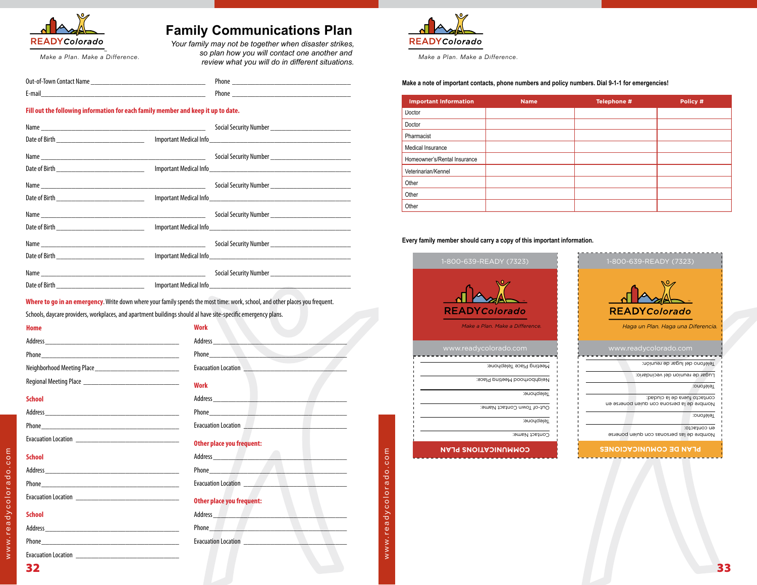READY Colorado

Make a Plan. Make a Difference.

# Family Communications Plan

*Your family may not be together when disaster strikes, so plan how you will contact one another and review what you will do in different situations.*

Out-of-Town Contact Name ______________________ Phone ______________________

E-mail ______________________ Phone ______________________

**Fill out the following information for each family member and keep it up to date.**

Name ______________________ Social Security Number ______________________

Date of Birth ______________________ Important Medical Info ______________________

Name ______________________ Social Security Number ______________________

Date of Birth ______________________ Important Medical Info ______________________

Name ______________________ Social Security Number ______________________

Date of Birth ______________________ Important Medical Info ______________________

Name ______________________ Social Security Number ______________________

Date of Birth ______________________ Important Medical Info ______________________

Name ______________________ Social Security Number ______________________

Date of Birth ______________________ Important Medical Info ______________________

Name ______________________ Social Security Number ______________________

Date of Birth ______________________ Important Medical Info ______________________

**Where to go in an emergency.** Write down where your family spends the most time: work, school, and other places you frequent. Schools, daycare providers, workplaces, and apartment buildings should al have site-specific emergency plans.

**Home**

Address ______________________

Phone ______________________

Neighborhood Meeting Place ______________________

Regional Meeting Place ______________________

**School**

Address ______________________

Phone ______________________

Evacuation Location ______________________

**School**

Address ______________________

Phone ______________________

Evacuation Location ______________________

**School**

Address ______________________

Phone ______________________

Evacuation Location ______________________

**Work**

Address ______________________

Phone ______________________

Evacuation Location ______________________

**Work**

Address ______________________

Phone ______________________

Evacuation Location ______________________

**Other place you frequent:**

Address ______________________

Phone ______________________

Evacuation Location ______________________

**Other place you frequent:**

Address ______________________

Phone ______________________

Evacuation Location ______________________

www.readycolorado.com

READY Colorado

Make a Plan. Make a Difference.

**Make a note of important contacts, phone numbers and policy numbers. Dial 9-1-1 for emergencies!**

| Important Information | Name | Telephone # | Policy # |
|---|---|---|---|
| Doctor | | | |
| Doctor | | | |
| Pharmacist | | | |
| Medical Insurance | | | |
| Homeowner's/Rental Insurance | | | |
| Veterinarian/Kennel | | | |
| Other | | | |
| Other | | | |
| Other | | | |

**Every family member should carry a copy of this important information.**

1-800-639-READY (7323)

READY Colorado

*Make a Plan. Make a Difference.*

www.readycolorado.com

Meeting Place Telephone: ______________________

Neighborhood Meeting Place: ______________________

Telephone: ______________________

Out-of-Town Contact Name: ______________________

Telephone: ______________________

Contact Name: ______________________

COMMUNICATIONS PLAN

1-800-639-READY (7323)

READY Colorado

*Haga un Plan. Haga una Diferencia.*

www.readycolorado.com

Teléfono del lugar de reunión: ______________________

Lugar de reunion del vecindario: ______________________

Teléfono: ______________________

Nombre de la persona con quien ponerse en contacto fuera de la ciudad: ______________________

Teléfono: ______________________

Nombre de las personas con quien ponerse en contacto: ______________________

PLAN DE COMUNICACIONES

www.readycolorado.com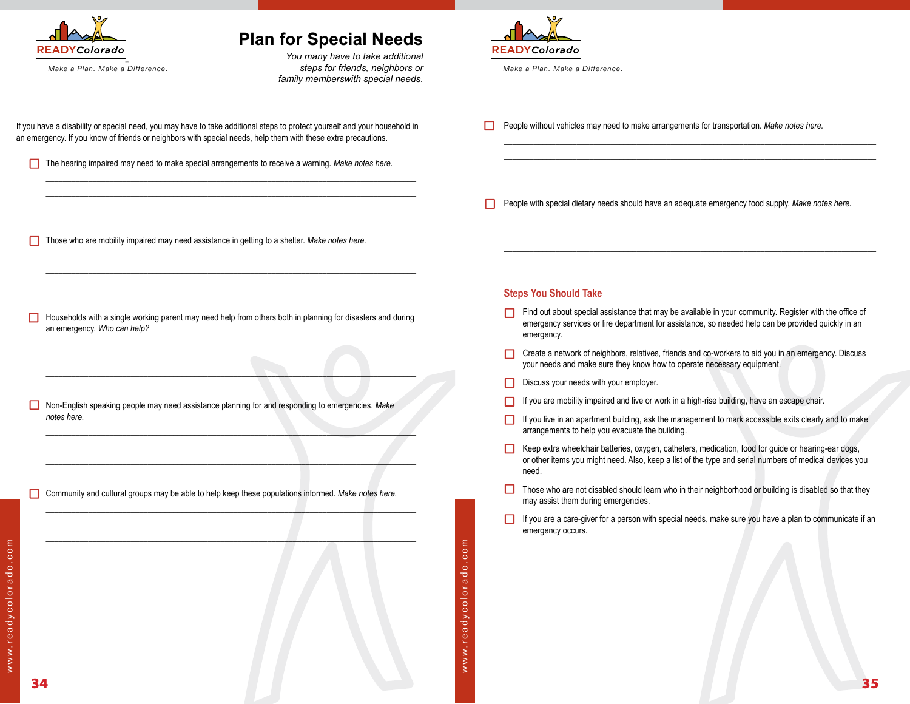READYColorado

Make a Plan. Make a Difference.

# Plan for Special Needs

*You many have to take additional steps for friends, neighbors or family memberswith special needs.*

If you have a disability or special need, you may have to take additional steps to protect yourself and your household in an emergency. If you know of friends or neighbors with special needs, help them with these extra precautions.

- ☐ The hearing impaired may need to make special arrangements to receive a warning. *Make notes here.*

  \_\_\_\_\_\_\_\_\_\_\_\_\_\_\_\_\_\_\_\_\_\_\_\_\_\_\_\_\_\_\_\_\_\_\_\_\_\_\_\_\_\_\_\_\_\_\_\_\_\_\_\_\_\_\_\_\_\_\_\_\_\_\_\_

  \_\_\_\_\_\_\_\_\_\_\_\_\_\_\_\_\_\_\_\_\_\_\_\_\_\_\_\_\_\_\_\_\_\_\_\_\_\_\_\_\_\_\_\_\_\_\_\_\_\_\_\_\_\_\_\_\_\_\_\_\_\_\_\_

  \_\_\_\_\_\_\_\_\_\_\_\_\_\_\_\_\_\_\_\_\_\_\_\_\_\_\_\_\_\_\_\_\_\_\_\_\_\_\_\_\_\_\_\_\_\_\_\_\_\_\_\_\_\_\_\_\_\_\_\_\_\_\_\_

- ☐ Those who are mobility impaired may need assistance in getting to a shelter. *Make notes here.*

  \_\_\_\_\_\_\_\_\_\_\_\_\_\_\_\_\_\_\_\_\_\_\_\_\_\_\_\_\_\_\_\_\_\_\_\_\_\_\_\_\_\_\_\_\_\_\_\_\_\_\_\_\_\_\_\_\_\_\_\_\_\_\_\_

  \_\_\_\_\_\_\_\_\_\_\_\_\_\_\_\_\_\_\_\_\_\_\_\_\_\_\_\_\_\_\_\_\_\_\_\_\_\_\_\_\_\_\_\_\_\_\_\_\_\_\_\_\_\_\_\_\_\_\_\_\_\_\_\_

  \_\_\_\_\_\_\_\_\_\_\_\_\_\_\_\_\_\_\_\_\_\_\_\_\_\_\_\_\_\_\_\_\_\_\_\_\_\_\_\_\_\_\_\_\_\_\_\_\_\_\_\_\_\_\_\_\_\_\_\_\_\_\_\_

- ☐ Households with a single working parent may need help from others both in planning for disasters and during an emergency. *Who can help?*

  \_\_\_\_\_\_\_\_\_\_\_\_\_\_\_\_\_\_\_\_\_\_\_\_\_\_\_\_\_\_\_\_\_\_\_\_\_\_\_\_\_\_\_\_\_\_\_\_\_\_\_\_\_\_\_\_\_\_\_\_\_\_\_\_

  \_\_\_\_\_\_\_\_\_\_\_\_\_\_\_\_\_\_\_\_\_\_\_\_\_\_\_\_\_\_\_\_\_\_\_\_\_\_\_\_\_\_\_\_\_\_\_\_\_\_\_\_\_\_\_\_\_\_\_\_\_\_\_\_

  \_\_\_\_\_\_\_\_\_\_\_\_\_\_\_\_\_\_\_\_\_\_\_\_\_\_\_\_\_\_\_\_\_\_\_\_\_\_\_\_\_\_\_\_\_\_\_\_\_\_\_\_\_\_\_\_\_\_\_\_\_\_\_\_

  \_\_\_\_\_\_\_\_\_\_\_\_\_\_\_\_\_\_\_\_\_\_\_\_\_\_\_\_\_\_\_\_\_\_\_\_\_\_\_\_\_\_\_\_\_\_\_\_\_\_\_\_\_\_\_\_\_\_\_\_\_\_\_\_

- ☐ Non-English speaking people may need assistance planning for and responding to emergencies. *Make notes here.*

  \_\_\_\_\_\_\_\_\_\_\_\_\_\_\_\_\_\_\_\_\_\_\_\_\_\_\_\_\_\_\_\_\_\_\_\_\_\_\_\_\_\_\_\_\_\_\_\_\_\_\_\_\_\_\_\_\_\_\_\_\_\_\_\_

  \_\_\_\_\_\_\_\_\_\_\_\_\_\_\_\_\_\_\_\_\_\_\_\_\_\_\_\_\_\_\_\_\_\_\_\_\_\_\_\_\_\_\_\_\_\_\_\_\_\_\_\_\_\_\_\_\_\_\_\_\_\_\_\_

  \_\_\_\_\_\_\_\_\_\_\_\_\_\_\_\_\_\_\_\_\_\_\_\_\_\_\_\_\_\_\_\_\_\_\_\_\_\_\_\_\_\_\_\_\_\_\_\_\_\_\_\_\_\_\_\_\_\_\_\_\_\_\_\_

- ☐ Community and cultural groups may be able to help keep these populations informed. *Make notes here.*

  \_\_\_\_\_\_\_\_\_\_\_\_\_\_\_\_\_\_\_\_\_\_\_\_\_\_\_\_\_\_\_\_\_\_\_\_\_\_\_\_\_\_\_\_\_\_\_\_\_\_\_\_\_\_\_\_\_\_\_\_\_\_\_\_

  \_\_\_\_\_\_\_\_\_\_\_\_\_\_\_\_\_\_\_\_\_\_\_\_\_\_\_\_\_\_\_\_\_\_\_\_\_\_\_\_\_\_\_\_\_\_\_\_\_\_\_\_\_\_\_\_\_\_\_\_\_\_\_\_

  \_\_\_\_\_\_\_\_\_\_\_\_\_\_\_\_\_\_\_\_\_\_\_\_\_\_\_\_\_\_\_\_\_\_\_\_\_\_\_\_\_\_\_\_\_\_\_\_\_\_\_\_\_\_\_\_\_\_\_\_\_\_\_\_

- ☐ People without vehicles may need to make arrangements for transportation. *Make notes here.*

  \_\_\_\_\_\_\_\_\_\_\_\_\_\_\_\_\_\_\_\_\_\_\_\_\_\_\_\_\_\_\_\_\_\_\_\_\_\_\_\_\_\_\_\_\_\_\_\_\_\_\_\_\_\_\_\_\_\_\_\_\_\_\_\_

  \_\_\_\_\_\_\_\_\_\_\_\_\_\_\_\_\_\_\_\_\_\_\_\_\_\_\_\_\_\_\_\_\_\_\_\_\_\_\_\_\_\_\_\_\_\_\_\_\_\_\_\_\_\_\_\_\_\_\_\_\_\_\_\_

  \_\_\_\_\_\_\_\_\_\_\_\_\_\_\_\_\_\_\_\_\_\_\_\_\_\_\_\_\_\_\_\_\_\_\_\_\_\_\_\_\_\_\_\_\_\_\_\_\_\_\_\_\_\_\_\_\_\_\_\_\_\_\_\_

- ☐ People with special dietary needs should have an adequate emergency food supply. *Make notes here.*

  \_\_\_\_\_\_\_\_\_\_\_\_\_\_\_\_\_\_\_\_\_\_\_\_\_\_\_\_\_\_\_\_\_\_\_\_\_\_\_\_\_\_\_\_\_\_\_\_\_\_\_\_\_\_\_\_\_\_\_\_\_\_\_\_

  \_\_\_\_\_\_\_\_\_\_\_\_\_\_\_\_\_\_\_\_\_\_\_\_\_\_\_\_\_\_\_\_\_\_\_\_\_\_\_\_\_\_\_\_\_\_\_\_\_\_\_\_\_\_\_\_\_\_\_\_\_\_\_\_

## Steps You Should Take

- ☐ Find out about special assistance that may be available in your community. Register with the office of emergency services or fire department for assistance, so needed help can be provided quickly in an emergency.
- ☐ Create a network of neighbors, relatives, friends and co-workers to aid you in an emergency. Discuss your needs and make sure they know how to operate necessary equipment.
- ☐ Discuss your needs with your employer.
- ☐ If you are mobility impaired and live or work in a high-rise building, have an escape chair.
- ☐ If you live in an apartment building, ask the management to mark accessible exits clearly and to make arrangements to help you evacuate the building.
- ☐ Keep extra wheelchair batteries, oxygen, catheters, medication, food for guide or hearing-ear dogs, or other items you might need. Also, keep a list of the type and serial numbers of medical devices you need.
- ☐ Those who are not disabled should learn who in their neighborhood or building is disabled so that they may assist them during emergencies.
- ☐ If you are a care-giver for a person with special needs, make sure you have a plan to communicate if an emergency occurs.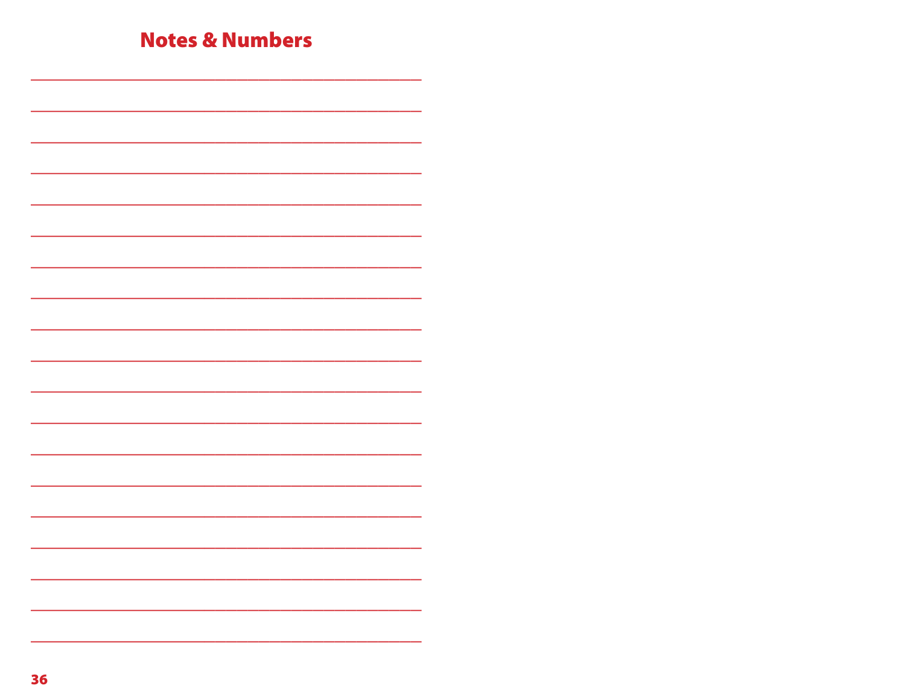## Notes & Numbers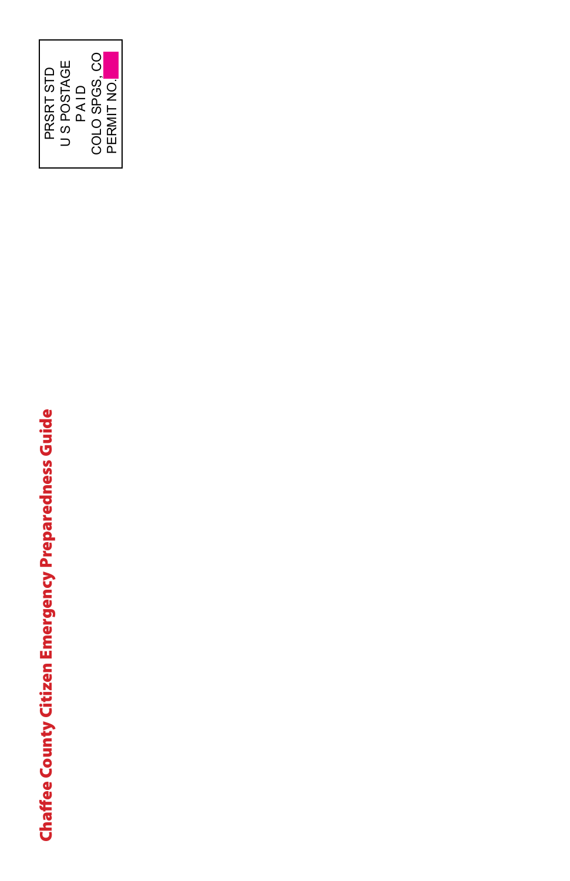PRSRT STD
U S POSTAGE
P A I D
COLO SPGS, CO
PERMIT NO.

**Chaffee County Citizen Emergency Preparedness Guide**